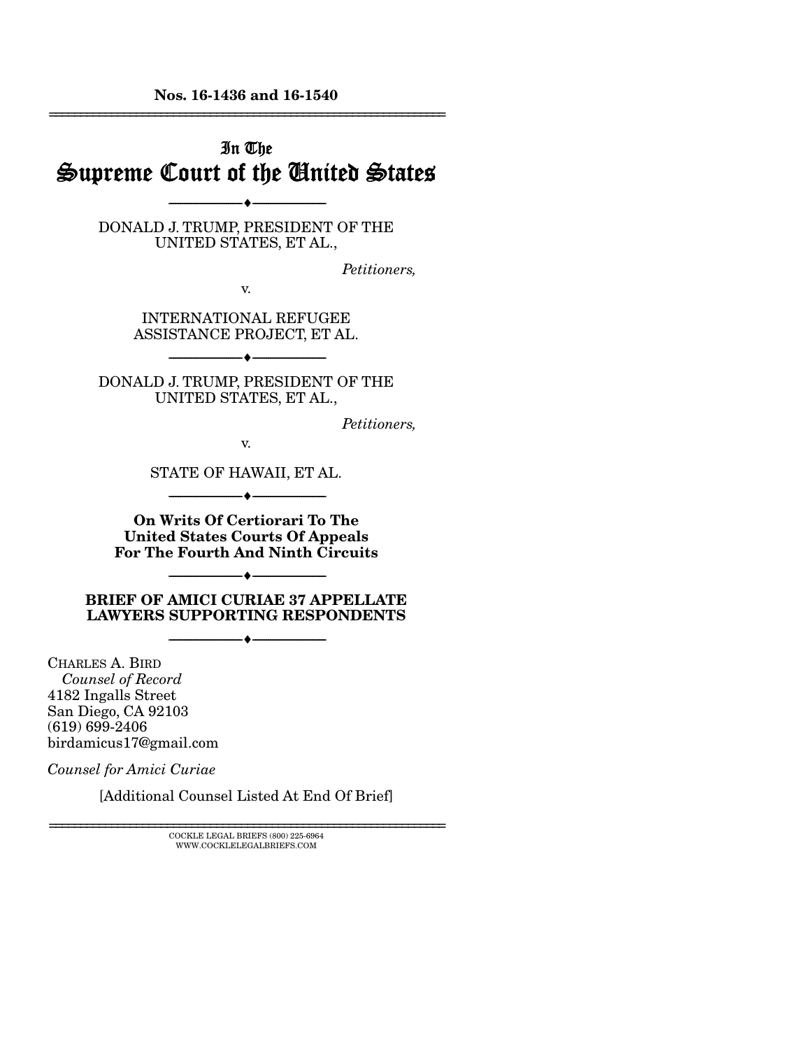**Nos. 16-1436 and 16-1540**

---

# In The Supreme Court of the United States

---

DONALD J. TRUMP, PRESIDENT OF THE UNITED STATES, ET AL.,

*Petitioners,*

v.

INTERNATIONAL REFUGEE ASSISTANCE PROJECT, ET AL.

---

DONALD J. TRUMP, PRESIDENT OF THE UNITED STATES, ET AL.,

*Petitioners,*

v.

STATE OF HAWAII, ET AL.

---

**On Writs Of Certiorari To The United States Courts Of Appeals For The Fourth And Ninth Circuits**

---

**BRIEF OF AMICI CURIAE 37 APPELLATE LAWYERS SUPPORTING RESPONDENTS**

---

CHARLES A. BIRD
*Counsel of Record*
4182 Ingalls Street
San Diego, CA 92103
(619) 699-2406
birdamicus17@gmail.com

*Counsel for Amici Curiae*

[Additional Counsel Listed At End Of Brief]

---

COCKLE LEGAL BRIEFS (800) 225-6964
WWW.COCKLELEGALBRIEFS.COM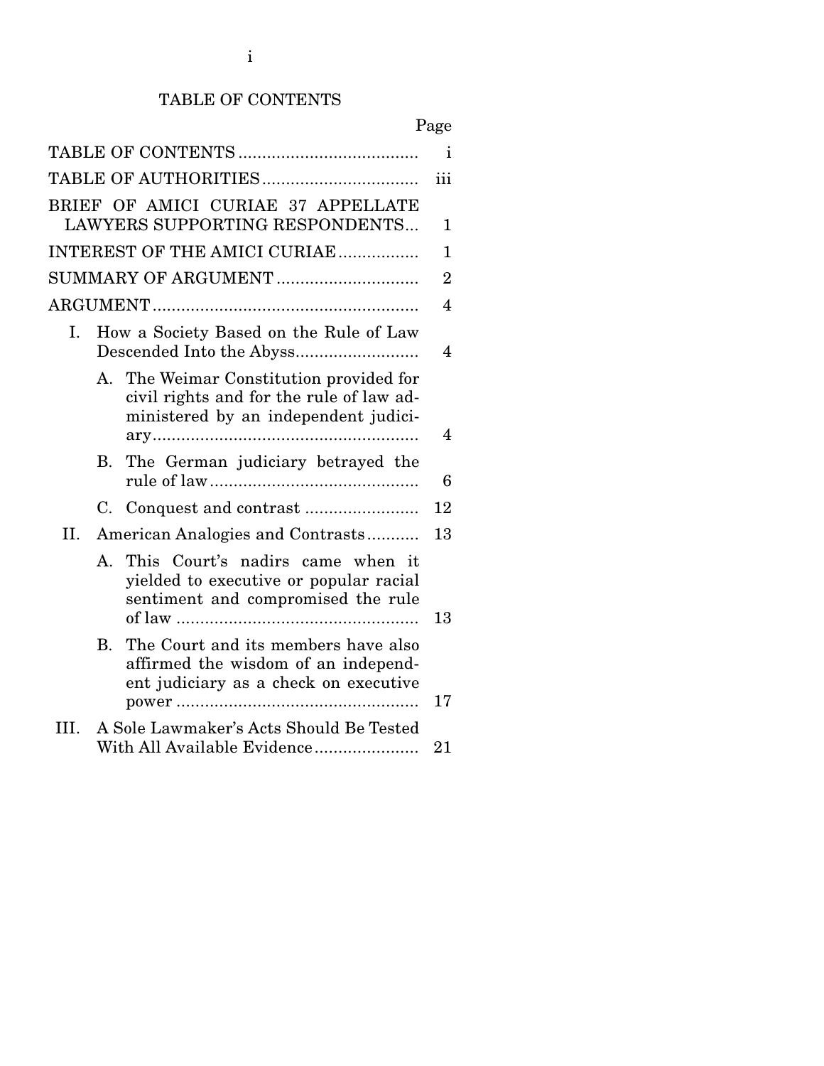# TABLE OF CONTENTS

| | Page |
|---|---|
| TABLE OF CONTENTS | i |
| TABLE OF AUTHORITIES | iii |
| BRIEF OF AMICI CURIAE 37 APPELLATE LAWYERS SUPPORTING RESPONDENTS | 1 |
| INTEREST OF THE AMICI CURIAE | 1 |
| SUMMARY OF ARGUMENT | 2 |
| ARGUMENT | 4 |
| I. How a Society Based on the Rule of Law Descended Into the Abyss | 4 |
| A. The Weimar Constitution provided for civil rights and for the rule of law administered by an independent judiciary | 4 |
| B. The German judiciary betrayed the rule of law | 6 |
| C. Conquest and contrast | 12 |
| II. American Analogies and Contrasts | 13 |
| A. This Court's nadirs came when it yielded to executive or popular racial sentiment and compromised the rule of law | 13 |
| B. The Court and its members have also affirmed the wisdom of an independent judiciary as a check on executive power | 17 |
| III. A Sole Lawmaker's Acts Should Be Tested With All Available Evidence | 21 |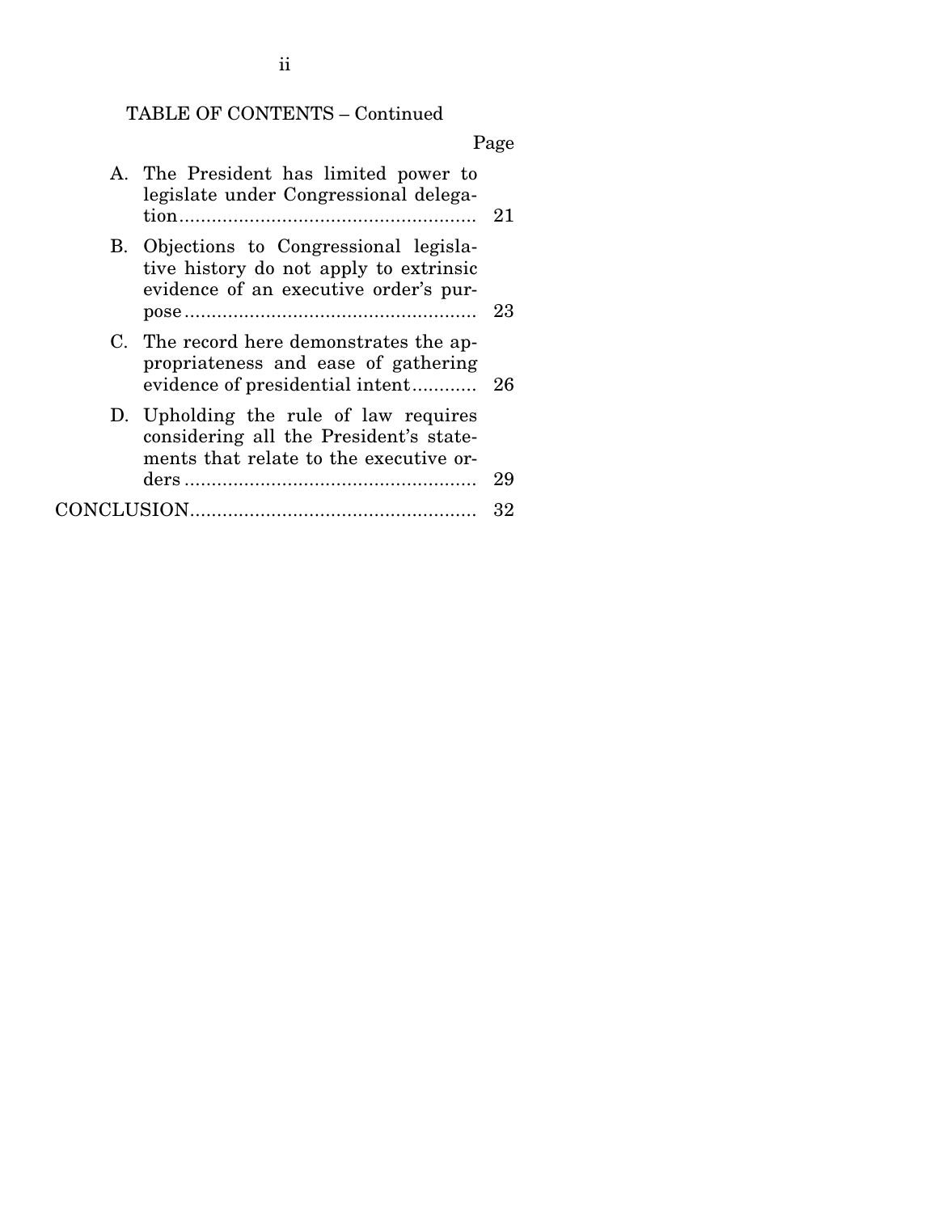TABLE OF CONTENTS – Continued

| | Page |
|---|---|
| A. The President has limited power to legislate under Congressional delegation | 21 |
| B. Objections to Congressional legislative history do not apply to extrinsic evidence of an executive order's purpose | 23 |
| C. The record here demonstrates the appropriateness and ease of gathering evidence of presidential intent | 26 |
| D. Upholding the rule of law requires considering all the President's statements that relate to the executive orders | 29 |
| CONCLUSION | 32 |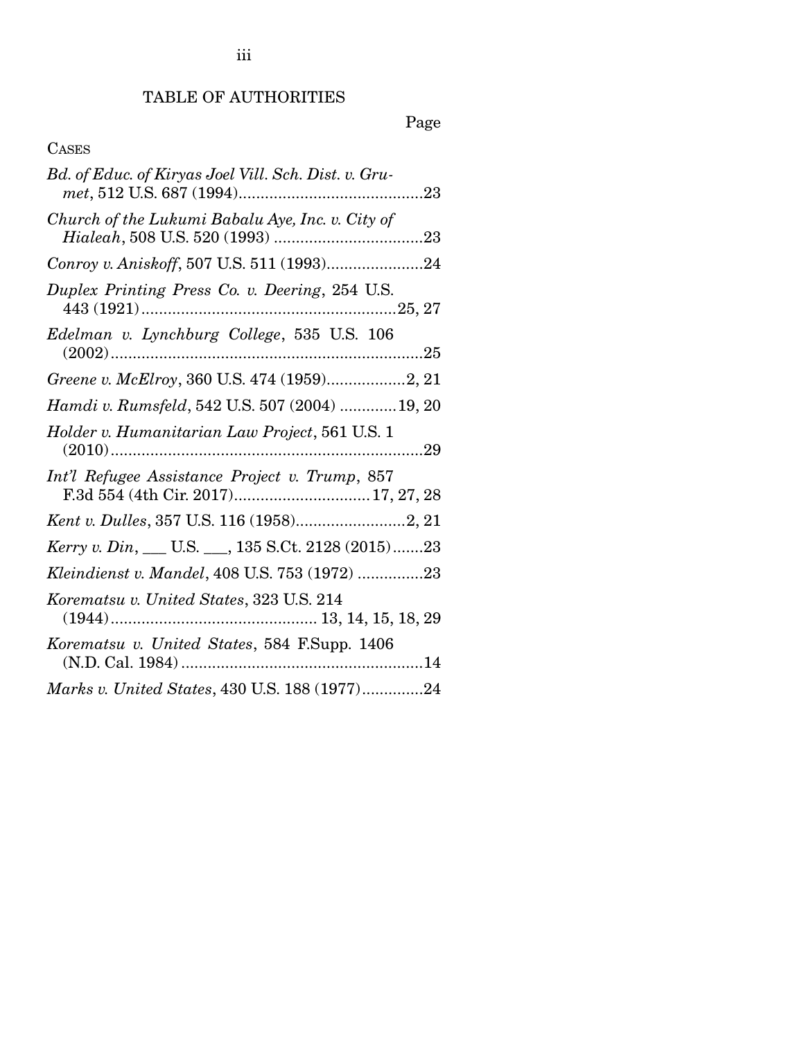# TABLE OF AUTHORITIES

Page

CASES

*Bd. of Educ. of Kiryas Joel Vill. Sch. Dist. v. Grumet*, 512 U.S. 687 (1994)..........................................23

*Church of the Lukumi Babalu Aye, Inc. v. City of Hialeah*, 508 U.S. 520 (1993) ..................................23

*Conroy v. Aniskoff*, 507 U.S. 511 (1993)......................24

*Duplex Printing Press Co. v. Deering*, 254 U.S. 443 (1921)..........................................................25, 27

*Edelman v. Lynchburg College*, 535 U.S. 106 (2002)........................................................................25

*Greene v. McElroy*, 360 U.S. 474 (1959)..................2, 21

*Hamdi v. Rumsfeld*, 542 U.S. 507 (2004) .............19, 20

*Holder v. Humanitarian Law Project*, 561 U.S. 1 (2010)........................................................................29

*Int'l Refugee Assistance Project v. Trump*, 857 F.3d 554 (4th Cir. 2017)...............................17, 27, 28

*Kent v. Dulles*, 357 U.S. 116 (1958).........................2, 21

*Kerry v. Din*, ___ U.S. ___, 135 S.Ct. 2128 (2015).......23

*Kleindienst v. Mandel*, 408 U.S. 753 (1972) ...............23

*Korematsu v. United States*, 323 U.S. 214 (1944).............................................. 13, 14, 15, 18, 29

*Korematsu v. United States*, 584 F.Supp. 1406 (N.D. Cal. 1984) .......................................................14

*Marks v. United States*, 430 U.S. 188 (1977)..............24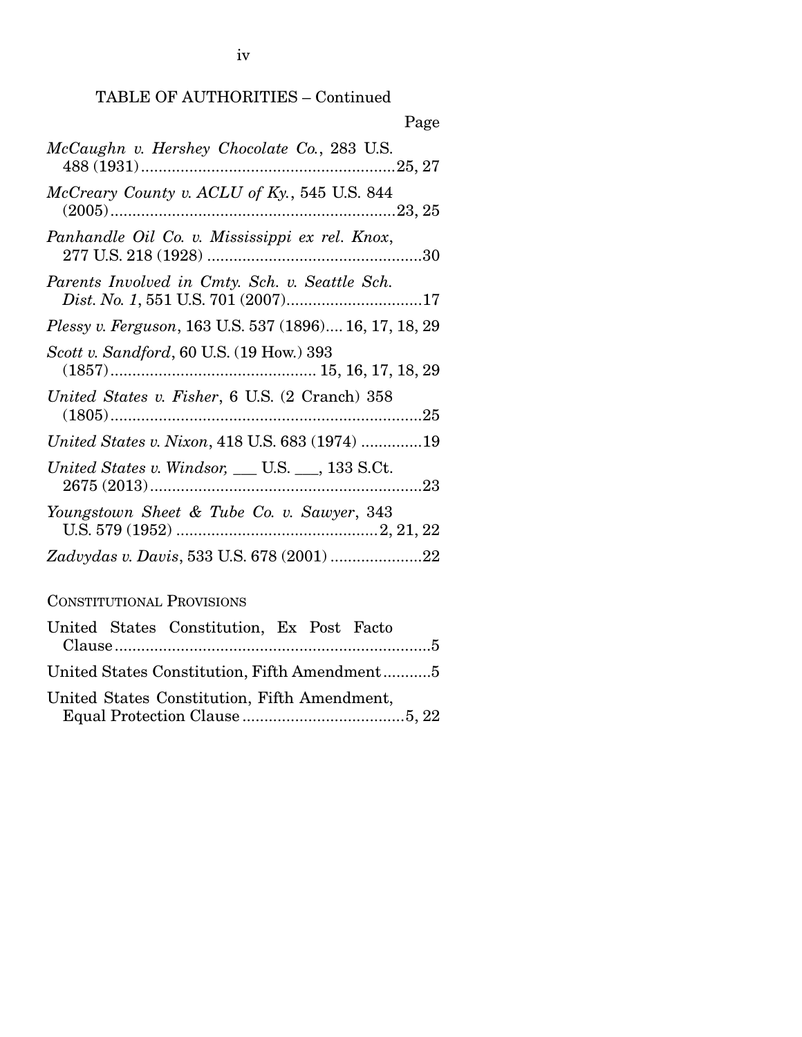TABLE OF AUTHORITIES – Continued

Page

*McCaughn v. Hershey Chocolate Co.*, 283 U.S. 488 (1931) .......... 25, 27

*McCreary County v. ACLU of Ky.*, 545 U.S. 844 (2005) .......... 23, 25

*Panhandle Oil Co. v. Mississippi ex rel. Knox*, 277 U.S. 218 (1928) .......... 30

*Parents Involved in Cmty. Sch. v. Seattle Sch. Dist. No. 1*, 551 U.S. 701 (2007) .......... 17

*Plessy v. Ferguson*, 163 U.S. 537 (1896) .... 16, 17, 18, 29

*Scott v. Sandford*, 60 U.S. (19 How.) 393 (1857) .......... 15, 16, 17, 18, 29

*United States v. Fisher*, 6 U.S. (2 Cranch) 358 (1805) .......... 25

*United States v. Nixon*, 418 U.S. 683 (1974) .......... 19

*United States v. Windsor,* ___ U.S. ___, 133 S.Ct. 2675 (2013) .......... 23

*Youngstown Sheet & Tube Co. v. Sawyer*, 343 U.S. 579 (1952) .......... 2, 21, 22

*Zadvydas v. Davis*, 533 U.S. 678 (2001) .......... 22

CONSTITUTIONAL PROVISIONS

United States Constitution, Ex Post Facto Clause .......... 5

United States Constitution, Fifth Amendment .......... 5

United States Constitution, Fifth Amendment, Equal Protection Clause .......... 5, 22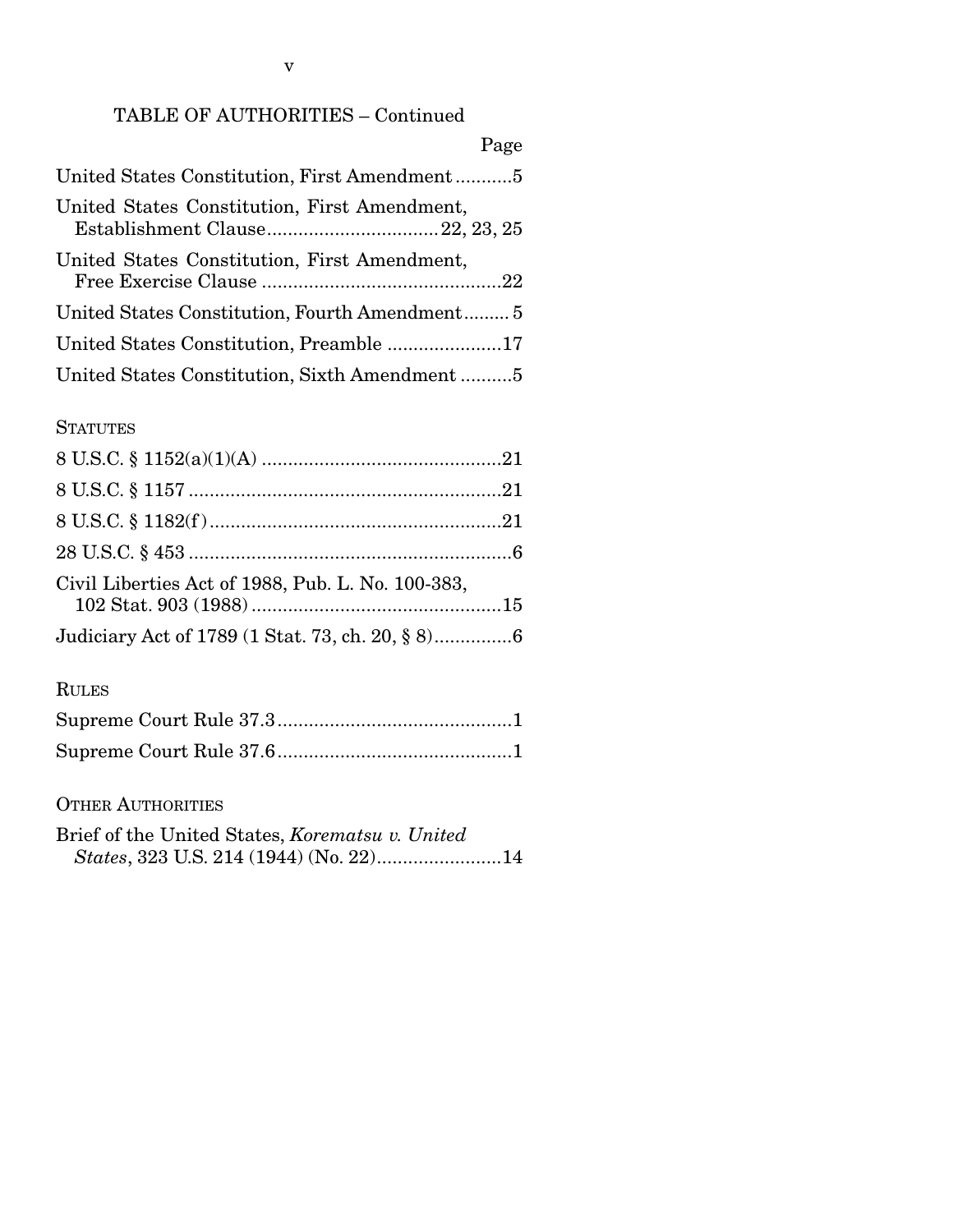TABLE OF AUTHORITIES – Continued

Page

United States Constitution, First Amendment...........5

United States Constitution, First Amendment, Establishment Clause.................................22, 23, 25

United States Constitution, First Amendment, Free Exercise Clause .............................................22

United States Constitution, Fourth Amendment......... 5

United States Constitution, Preamble ......................17

United States Constitution, Sixth Amendment ..........5

STATUTES

8 U.S.C. § 1152(a)(1)(A) ..............................................21

8 U.S.C. § 1157 ............................................................21

8 U.S.C. § 1182(f) ........................................................21

28 U.S.C. § 453 ..............................................................6

Civil Liberties Act of 1988, Pub. L. No. 100-383, 102 Stat. 903 (1988) ................................................15

Judiciary Act of 1789 (1 Stat. 73, ch. 20, § 8)...............6

RULES

Supreme Court Rule 37.3.............................................1

Supreme Court Rule 37.6.............................................1

OTHER AUTHORITIES

Brief of the United States, *Korematsu v. United States*, 323 U.S. 214 (1944) (No. 22)........................14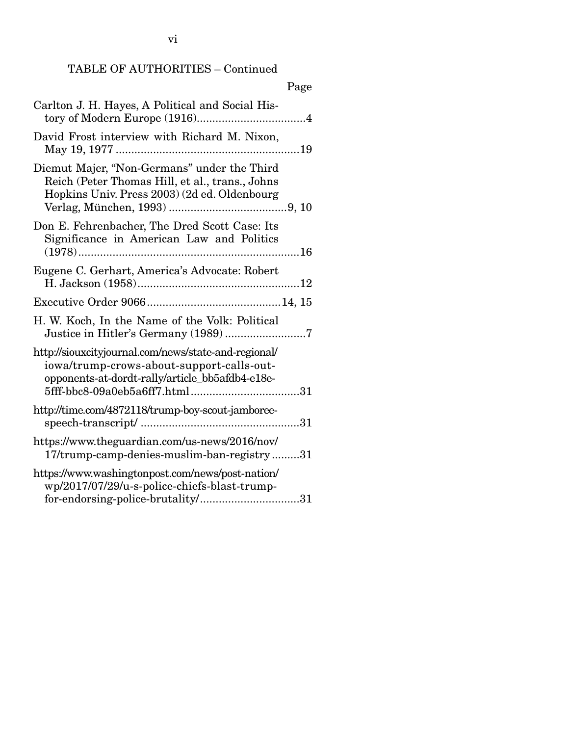TABLE OF AUTHORITIES – Continued

| | Page |
|---|---|
| Carlton J. H. Hayes, A Political and Social History of Modern Europe (1916) | 4 |
| David Frost interview with Richard M. Nixon, May 19, 1977 | 19 |
| Diemut Majer, "Non-Germans" under the Third Reich (Peter Thomas Hill, et al., trans., Johns Hopkins Univ. Press 2003) (2d ed. Oldenbourg Verlag, München, 1993) | 9, 10 |
| Don E. Fehrenbacher, The Dred Scott Case: Its Significance in American Law and Politics (1978) | 16 |
| Eugene C. Gerhart, America's Advocate: Robert H. Jackson (1958) | 12 |
| Executive Order 9066 | 14, 15 |
| H. W. Koch, In the Name of the Volk: Political Justice in Hitler's Germany (1989) | 7 |
| http://siouxcityjournal.com/news/state-and-regional/iowa/trump-crows-about-support-calls-out-opponents-at-dordt-rally/article_bb5afdb4-e18e-5fff-bbc8-09a0eb5a6ff7.html | 31 |
| http://time.com/4872118/trump-boy-scout-jamboree-speech-transcript/ | 31 |
| https://www.theguardian.com/us-news/2016/nov/17/trump-camp-denies-muslim-ban-registry | 31 |
| https://www.washingtonpost.com/news/post-nation/wp/2017/07/29/u-s-police-chiefs-blast-trump-for-endorsing-police-brutality/ | 31 |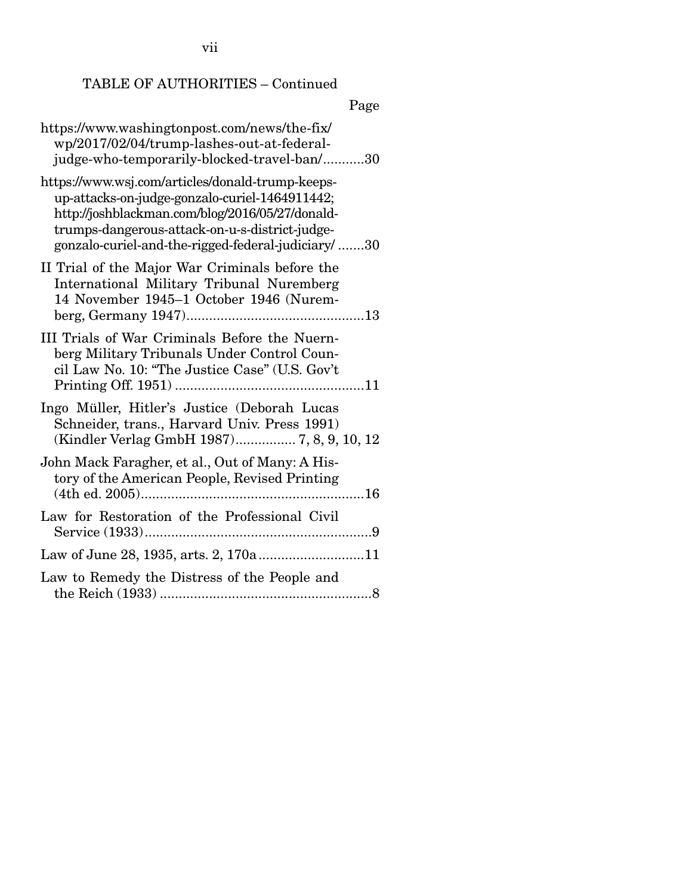TABLE OF AUTHORITIES – Continued

Page

https://www.washingtonpost.com/news/the-fix/wp/2017/02/04/trump-lashes-out-at-federal-judge-who-temporarily-blocked-travel-ban/...........30

https://www.wsj.com/articles/donald-trump-keeps-up-attacks-on-judge-gonzalo-curiel-1464911442; http://joshblackman.com/blog/2016/05/27/donald-trumps-dangerous-attack-on-u-s-district-judge-gonzalo-curiel-and-the-rigged-federal-judiciary/.......30

II Trial of the Major War Criminals before the International Military Tribunal Nuremberg 14 November 1945–1 October 1946 (Nuremberg, Germany 1947)...............................................13

III Trials of War Criminals Before the Nuernberg Military Tribunals Under Control Council Law No. 10: "The Justice Case" (U.S. Gov't Printing Off. 1951) ..................................................11

Ingo Müller, Hitler's Justice (Deborah Lucas Schneider, trans., Harvard Univ. Press 1991) (Kindler Verlag GmbH 1987)................ 7, 8, 9, 10, 12

John Mack Faragher, et al., Out of Many: A History of the American People, Revised Printing (4th ed. 2005)...........................................................16

Law for Restoration of the Professional Civil Service (1933)............................................................9

Law of June 28, 1935, arts. 2, 170a............................11

Law to Remedy the Distress of the People and the Reich (1933) ........................................................8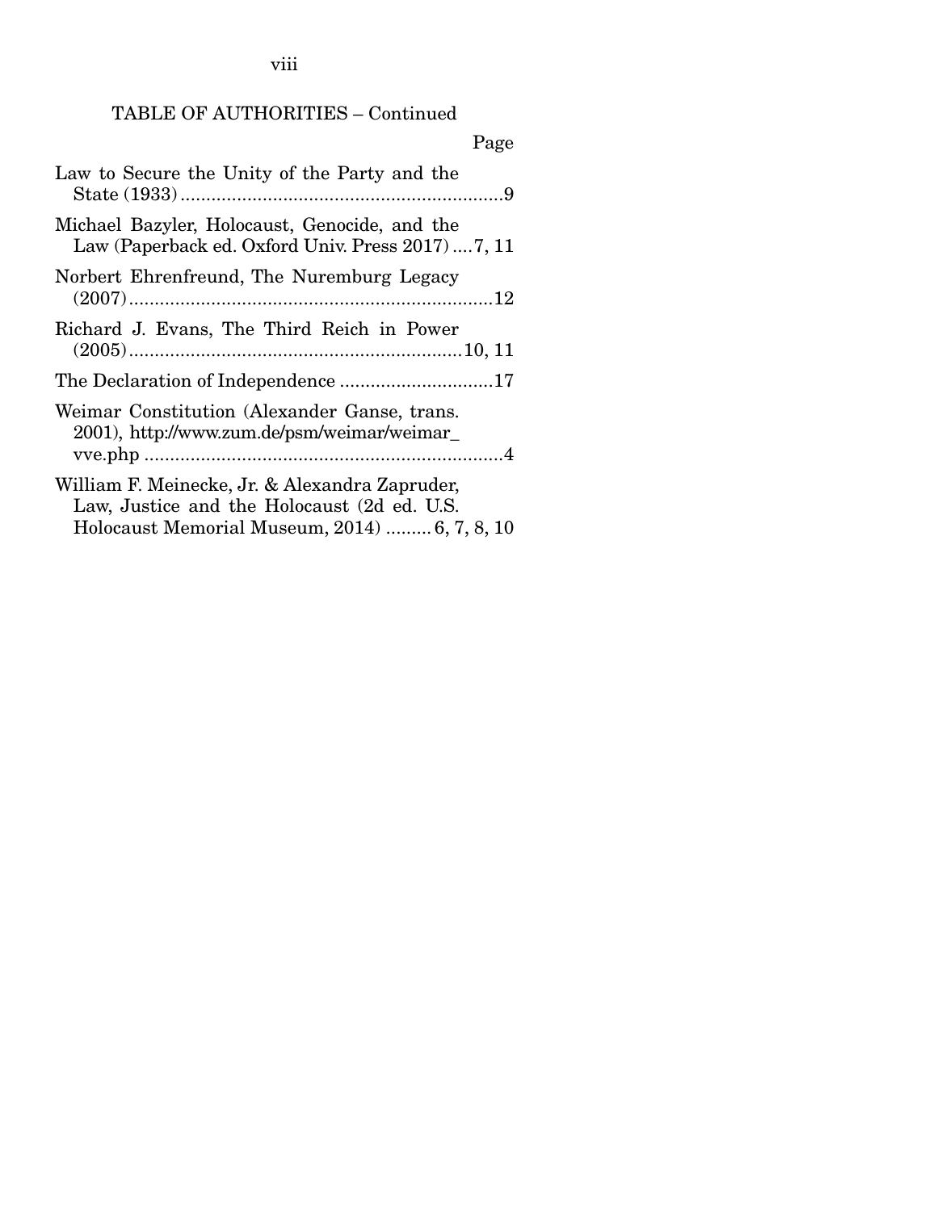TABLE OF AUTHORITIES – Continued

Page

Law to Secure the Unity of the Party and the State (1933) ............................................................... 9

Michael Bazyler, Holocaust, Genocide, and the Law (Paperback ed. Oxford Univ. Press 2017) .... 7, 11

Norbert Ehrenfreund, The Nuremburg Legacy (2007) ...................................................................... 12

Richard J. Evans, The Third Reich in Power (2005) ................................................................ 10, 11

The Declaration of Independence .............................. 17

Weimar Constitution (Alexander Ganse, trans. 2001), http://www.zum.de/psm/weimar/weimar_vve.php ...................................................................... 4

William F. Meinecke, Jr. & Alexandra Zapruder, Law, Justice and the Holocaust (2d ed. U.S. Holocaust Memorial Museum, 2014) ......... 6, 7, 8, 10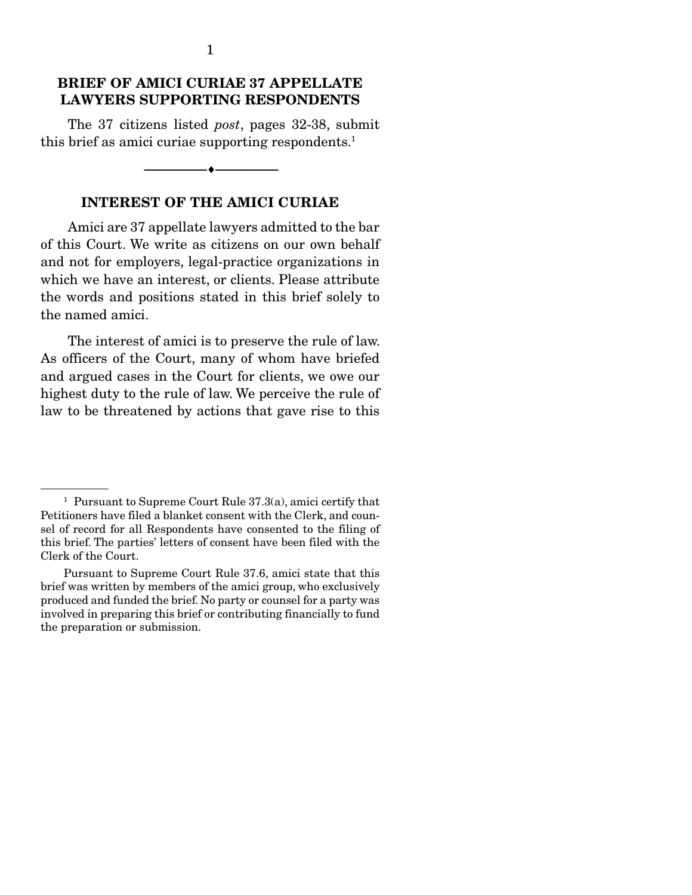## BRIEF OF AMICI CURIAE 37 APPELLATE LAWYERS SUPPORTING RESPONDENTS

The 37 citizens listed *post*, pages 32-38, submit this brief as amici curiae supporting respondents.[1]

---

## INTEREST OF THE AMICI CURIAE

Amici are 37 appellate lawyers admitted to the bar of this Court. We write as citizens on our own behalf and not for employers, legal-practice organizations in which we have an interest, or clients. Please attribute the words and positions stated in this brief solely to the named amici.

The interest of amici is to preserve the rule of law. As officers of the Court, many of whom have briefed and argued cases in the Court for clients, we owe our highest duty to the rule of law. We perceive the rule of law to be threatened by actions that gave rise to this

---

[1] Pursuant to Supreme Court Rule 37.3(a), amici certify that Petitioners have filed a blanket consent with the Clerk, and counsel of record for all Respondents have consented to the filing of this brief. The parties' letters of consent have been filed with the Clerk of the Court.

Pursuant to Supreme Court Rule 37.6, amici state that this brief was written by members of the amici group, who exclusively produced and funded the brief. No party or counsel for a party was involved in preparing this brief or contributing financially to fund the preparation or submission.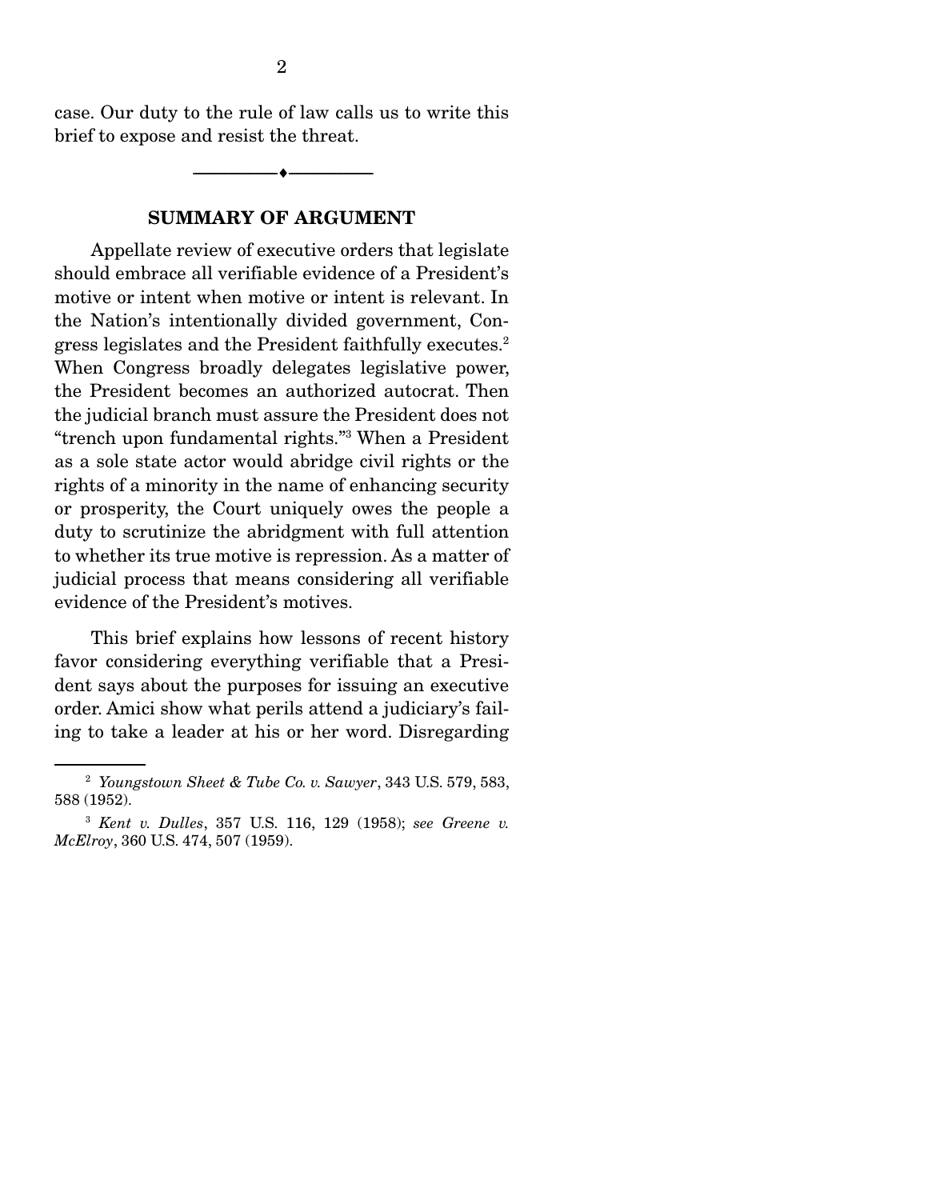case. Our duty to the rule of law calls us to write this brief to expose and resist the threat.

---

## SUMMARY OF ARGUMENT

Appellate review of executive orders that legislate should embrace all verifiable evidence of a President's motive or intent when motive or intent is relevant. In the Nation's intentionally divided government, Congress legislates and the President faithfully executes.[2] When Congress broadly delegates legislative power, the President becomes an authorized autocrat. Then the judicial branch must assure the President does not "trench upon fundamental rights."[3] When a President as a sole state actor would abridge civil rights or the rights of a minority in the name of enhancing security or prosperity, the Court uniquely owes the people a duty to scrutinize the abridgment with full attention to whether its true motive is repression. As a matter of judicial process that means considering all verifiable evidence of the President's motives.

This brief explains how lessons of recent history favor considering everything verifiable that a President says about the purposes for issuing an executive order. Amici show what perils attend a judiciary's failing to take a leader at his or her word. Disregarding

---

[2] *Youngstown Sheet & Tube Co. v. Sawyer*, 343 U.S. 579, 583, 588 (1952).

[3] *Kent v. Dulles*, 357 U.S. 116, 129 (1958); *see Greene v. McElroy*, 360 U.S. 474, 507 (1959).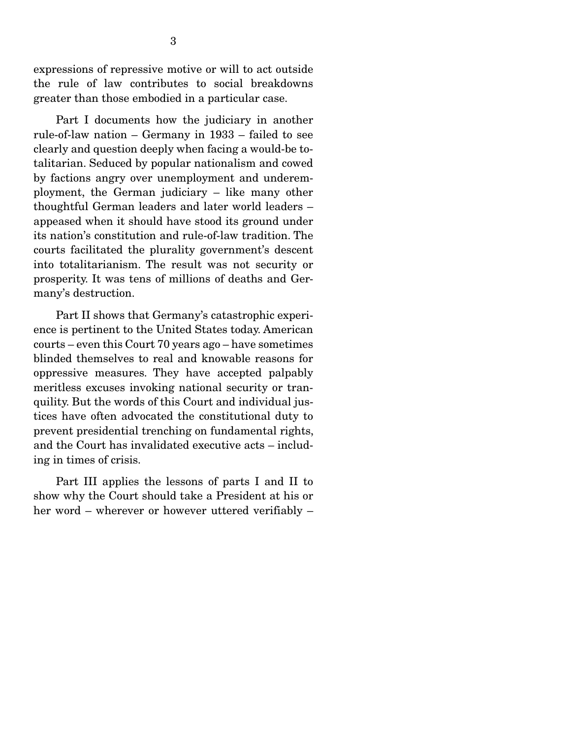expressions of repressive motive or will to act outside the rule of law contributes to social breakdowns greater than those embodied in a particular case.

Part I documents how the judiciary in another rule-of-law nation – Germany in 1933 – failed to see clearly and question deeply when facing a would-be totalitarian. Seduced by popular nationalism and cowed by factions angry over unemployment and underemployment, the German judiciary – like many other thoughtful German leaders and later world leaders – appeased when it should have stood its ground under its nation's constitution and rule-of-law tradition. The courts facilitated the plurality government's descent into totalitarianism. The result was not security or prosperity. It was tens of millions of deaths and Germany's destruction.

Part II shows that Germany's catastrophic experience is pertinent to the United States today. American courts – even this Court 70 years ago – have sometimes blinded themselves to real and knowable reasons for oppressive measures. They have accepted palpably meritless excuses invoking national security or tranquility. But the words of this Court and individual justices have often advocated the constitutional duty to prevent presidential trenching on fundamental rights, and the Court has invalidated executive acts – including in times of crisis.

Part III applies the lessons of parts I and II to show why the Court should take a President at his or her word – wherever or however uttered verifiably –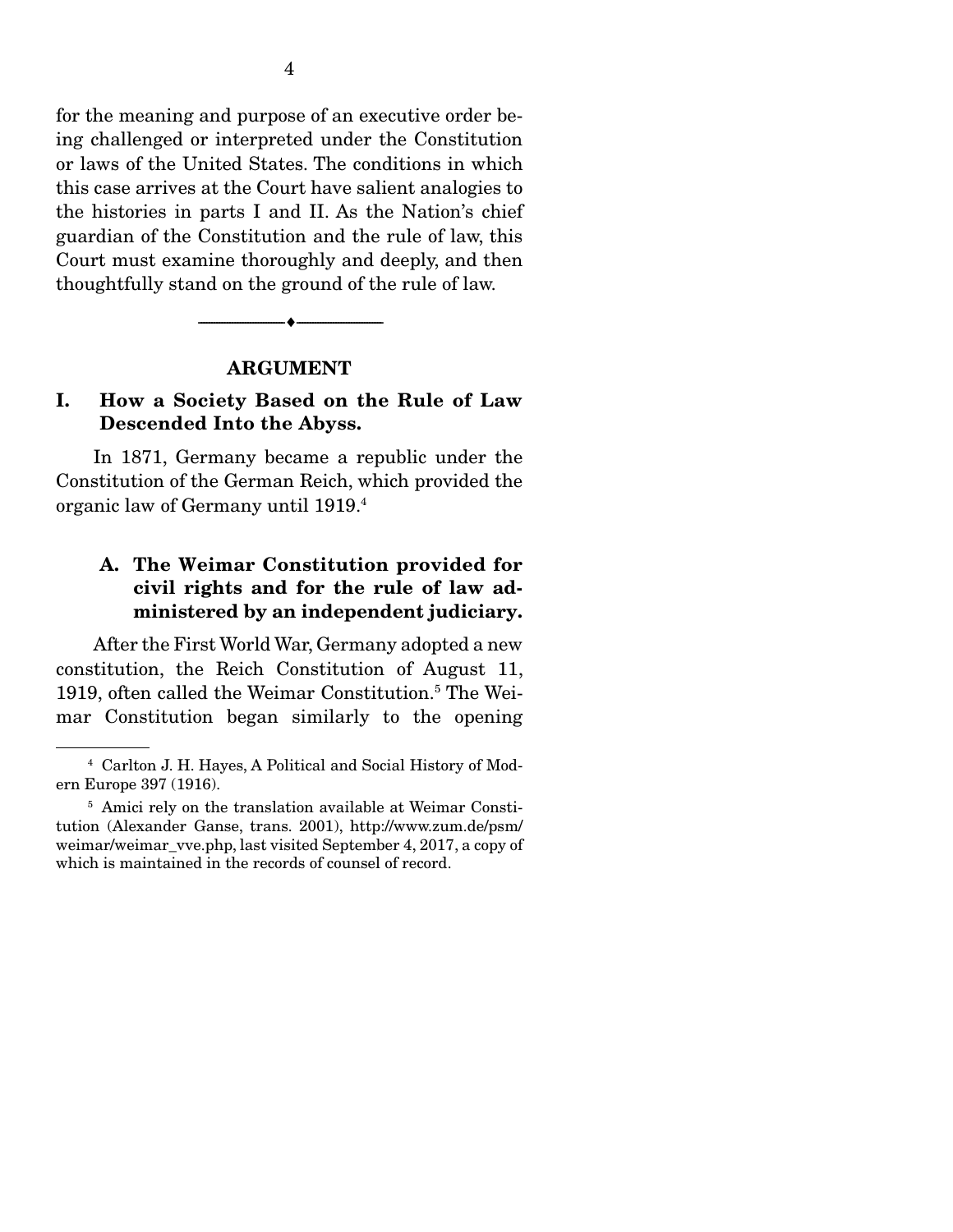for the meaning and purpose of an executive order being challenged or interpreted under the Constitution or laws of the United States. The conditions in which this case arrives at the Court have salient analogies to the histories in parts I and II. As the Nation's chief guardian of the Constitution and the rule of law, this Court must examine thoroughly and deeply, and then thoughtfully stand on the ground of the rule of law.

---

## ARGUMENT

### I. How a Society Based on the Rule of Law Descended Into the Abyss.

In 1871, Germany became a republic under the Constitution of the German Reich, which provided the organic law of Germany until 1919.[4]

#### A. The Weimar Constitution provided for civil rights and for the rule of law administered by an independent judiciary.

After the First World War, Germany adopted a new constitution, the Reich Constitution of August 11, 1919, often called the Weimar Constitution.[5] The Weimar Constitution began similarly to the opening

---

[4] Carlton J. H. Hayes, A Political and Social History of Modern Europe 397 (1916).

[5] Amici rely on the translation available at Weimar Constitution (Alexander Ganse, trans. 2001), http://www.zum.de/psm/weimar/weimar_vve.php, last visited September 4, 2017, a copy of which is maintained in the records of counsel of record.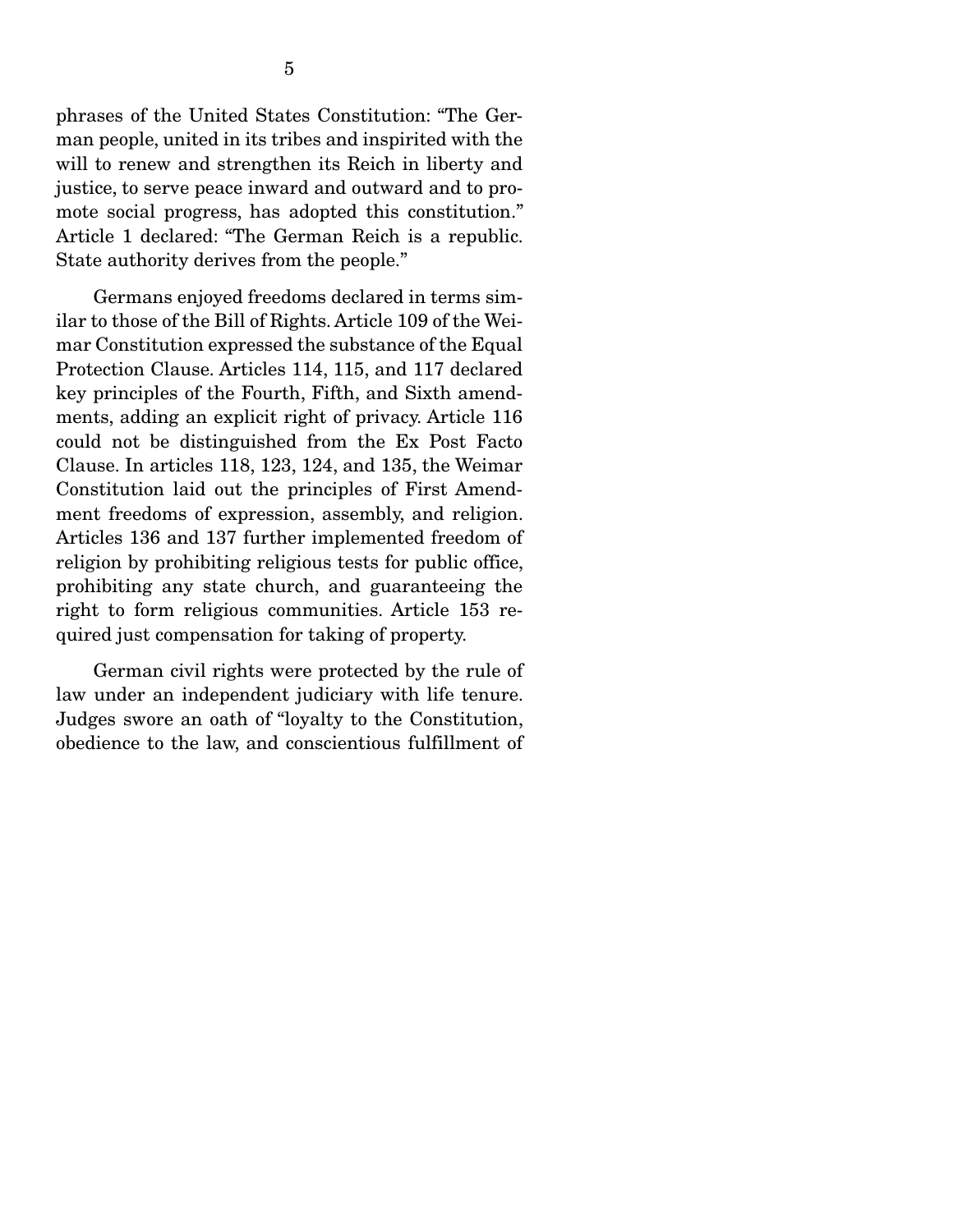phrases of the United States Constitution: "The German people, united in its tribes and inspirited with the will to renew and strengthen its Reich in liberty and justice, to serve peace inward and outward and to promote social progress, has adopted this constitution." Article 1 declared: "The German Reich is a republic. State authority derives from the people."

Germans enjoyed freedoms declared in terms similar to those of the Bill of Rights. Article 109 of the Weimar Constitution expressed the substance of the Equal Protection Clause. Articles 114, 115, and 117 declared key principles of the Fourth, Fifth, and Sixth amendments, adding an explicit right of privacy. Article 116 could not be distinguished from the Ex Post Facto Clause. In articles 118, 123, 124, and 135, the Weimar Constitution laid out the principles of First Amendment freedoms of expression, assembly, and religion. Articles 136 and 137 further implemented freedom of religion by prohibiting religious tests for public office, prohibiting any state church, and guaranteeing the right to form religious communities. Article 153 required just compensation for taking of property.

German civil rights were protected by the rule of law under an independent judiciary with life tenure. Judges swore an oath of "loyalty to the Constitution, obedience to the law, and conscientious fulfillment of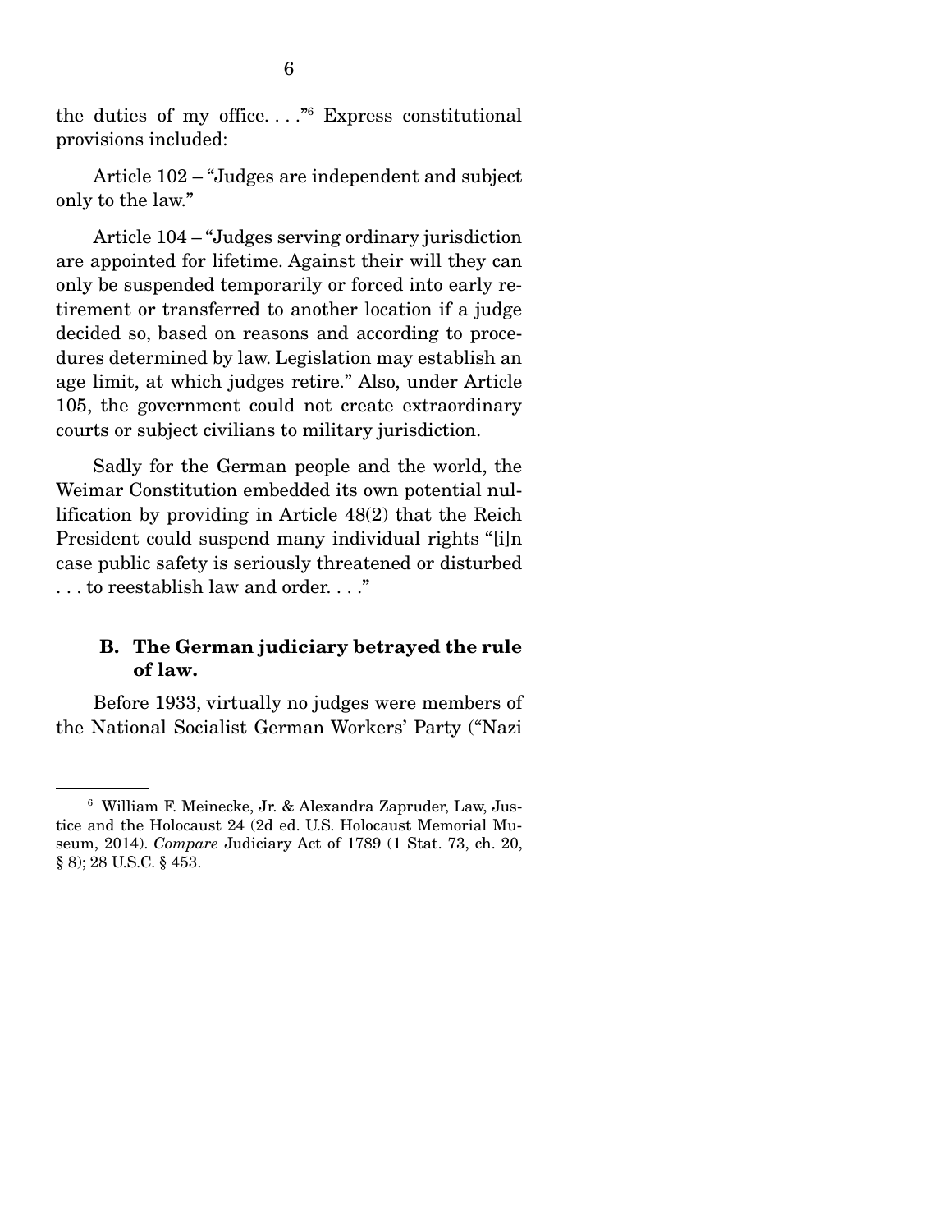the duties of my office. . . ."[6] Express constitutional provisions included:

Article 102 – "Judges are independent and subject only to the law."

Article 104 – "Judges serving ordinary jurisdiction are appointed for lifetime. Against their will they can only be suspended temporarily or forced into early retirement or transferred to another location if a judge decided so, based on reasons and according to procedures determined by law. Legislation may establish an age limit, at which judges retire." Also, under Article 105, the government could not create extraordinary courts or subject civilians to military jurisdiction.

Sadly for the German people and the world, the Weimar Constitution embedded its own potential nullification by providing in Article 48(2) that the Reich President could suspend many individual rights "[i]n case public safety is seriously threatened or disturbed . . . to reestablish law and order. . . ."

### B. The German judiciary betrayed the rule of law.

Before 1933, virtually no judges were members of the National Socialist German Workers' Party ("Nazi

---

[6] William F. Meinecke, Jr. & Alexandra Zapruder, Law, Justice and the Holocaust 24 (2d ed. U.S. Holocaust Memorial Museum, 2014). *Compare* Judiciary Act of 1789 (1 Stat. 73, ch. 20, § 8); 28 U.S.C. § 453.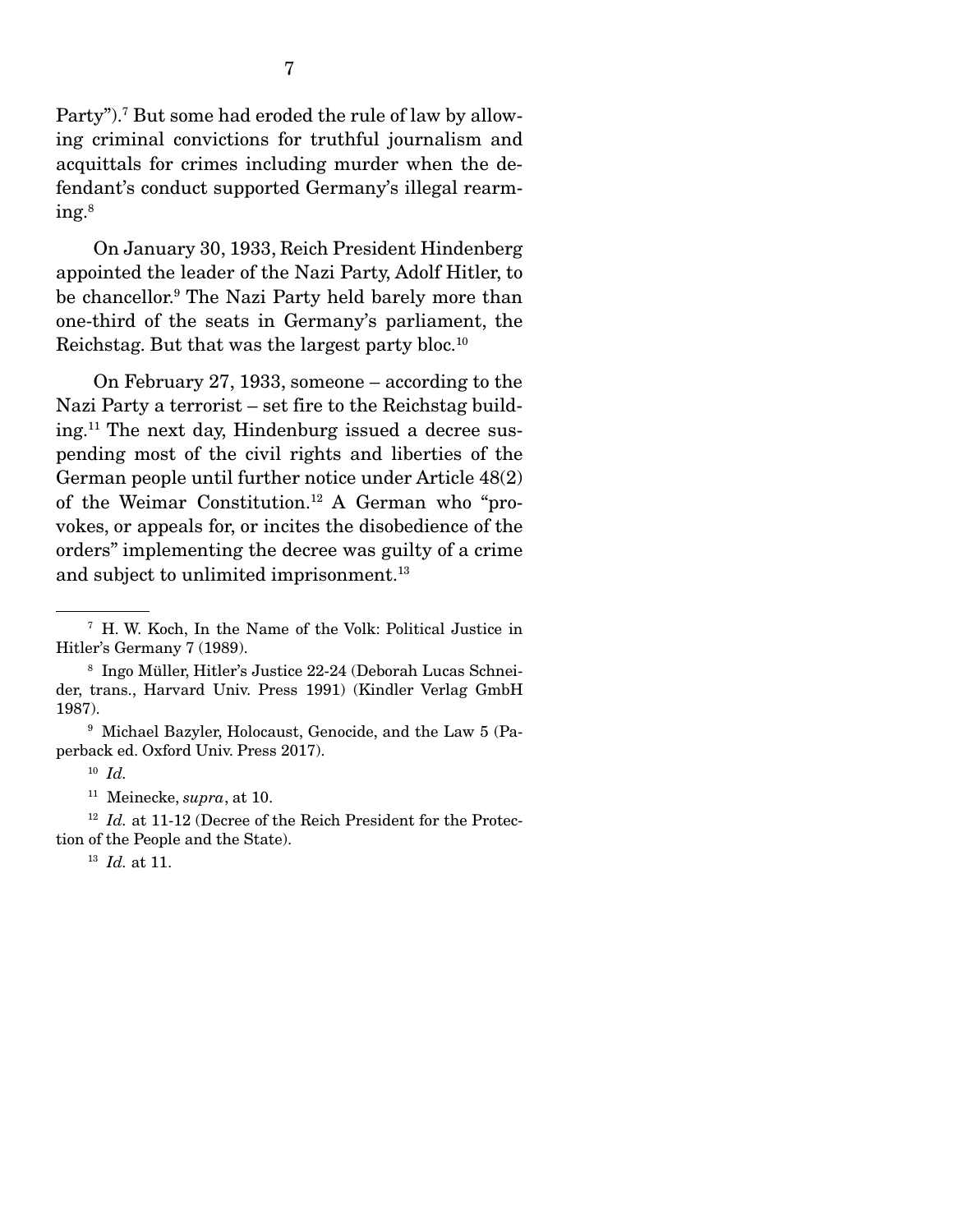Party").[7] But some had eroded the rule of law by allowing criminal convictions for truthful journalism and acquittals for crimes including murder when the defendant's conduct supported Germany's illegal rearming.[8]

On January 30, 1933, Reich President Hindenberg appointed the leader of the Nazi Party, Adolf Hitler, to be chancellor.[9] The Nazi Party held barely more than one-third of the seats in Germany's parliament, the Reichstag. But that was the largest party bloc.[10]

On February 27, 1933, someone – according to the Nazi Party a terrorist – set fire to the Reichstag building.[11] The next day, Hindenburg issued a decree suspending most of the civil rights and liberties of the German people until further notice under Article 48(2) of the Weimar Constitution.[12] A German who "provokes, or appeals for, or incites the disobedience of the orders" implementing the decree was guilty of a crime and subject to unlimited imprisonment.[13]

---

[7] H. W. Koch, In the Name of the Volk: Political Justice in Hitler's Germany 7 (1989).

[8] Ingo Müller, Hitler's Justice 22-24 (Deborah Lucas Schneider, trans., Harvard Univ. Press 1991) (Kindler Verlag GmbH 1987).

[9] Michael Bazyler, Holocaust, Genocide, and the Law 5 (Paperback ed. Oxford Univ. Press 2017).

[10] *Id.*

[11] Meinecke, *supra*, at 10.

[12] *Id.* at 11-12 (Decree of the Reich President for the Protection of the People and the State).

[13] *Id.* at 11.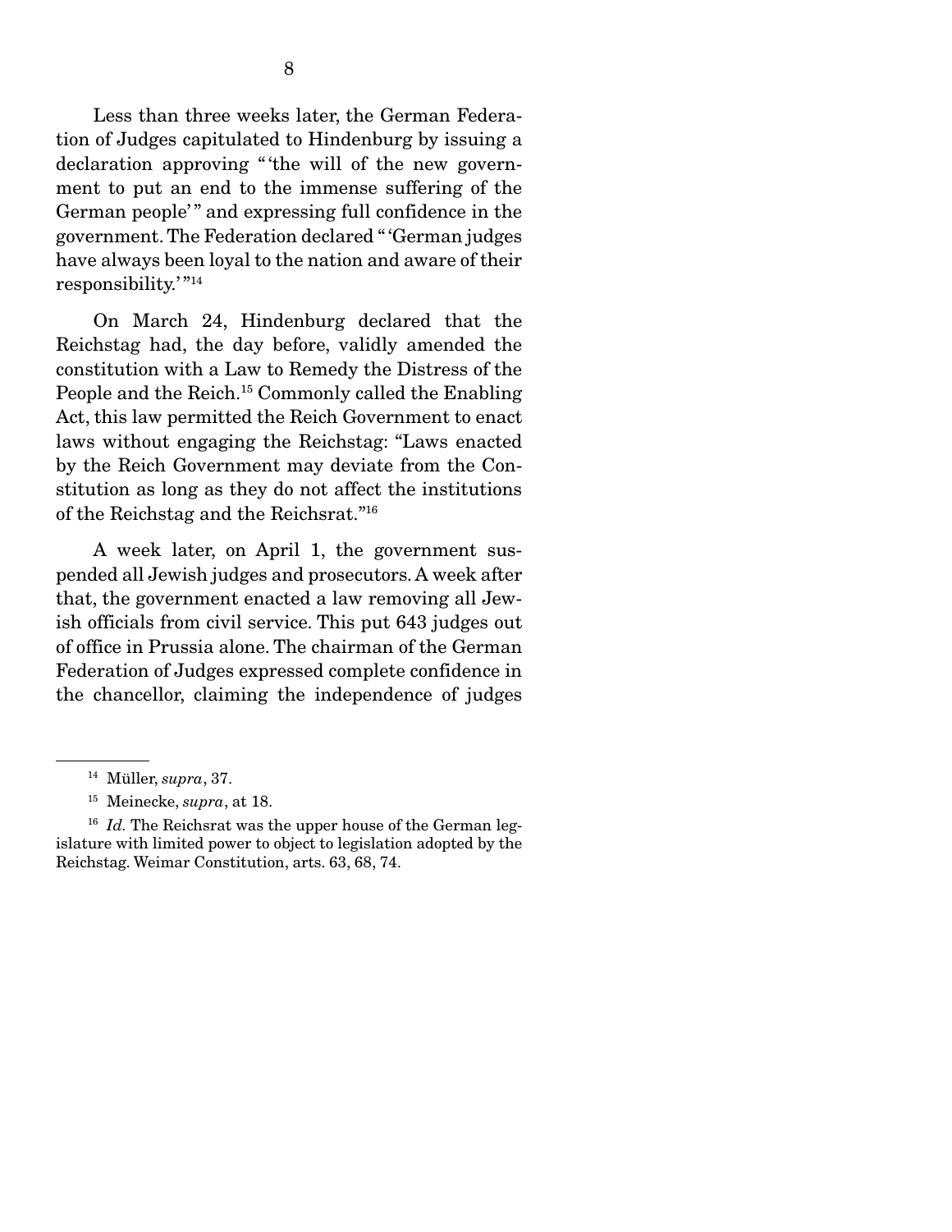Less than three weeks later, the German Federation of Judges capitulated to Hindenburg by issuing a declaration approving "'the will of the new government to put an end to the immense suffering of the German people'" and expressing full confidence in the government. The Federation declared "'German judges have always been loyal to the nation and aware of their responsibility.'"[14]

On March 24, Hindenburg declared that the Reichstag had, the day before, validly amended the constitution with a Law to Remedy the Distress of the People and the Reich.[15] Commonly called the Enabling Act, this law permitted the Reich Government to enact laws without engaging the Reichstag: "Laws enacted by the Reich Government may deviate from the Constitution as long as they do not affect the institutions of the Reichstag and the Reichsrat."[16]

A week later, on April 1, the government suspended all Jewish judges and prosecutors. A week after that, the government enacted a law removing all Jewish officials from civil service. This put 643 judges out of office in Prussia alone. The chairman of the German Federation of Judges expressed complete confidence in the chancellor, claiming the independence of judges

---

[14] Müller, *supra*, 37.

[15] Meinecke, *supra*, at 18.

[16] *Id.* The Reichsrat was the upper house of the German legislature with limited power to object to legislation adopted by the Reichstag. Weimar Constitution, arts. 63, 68, 74.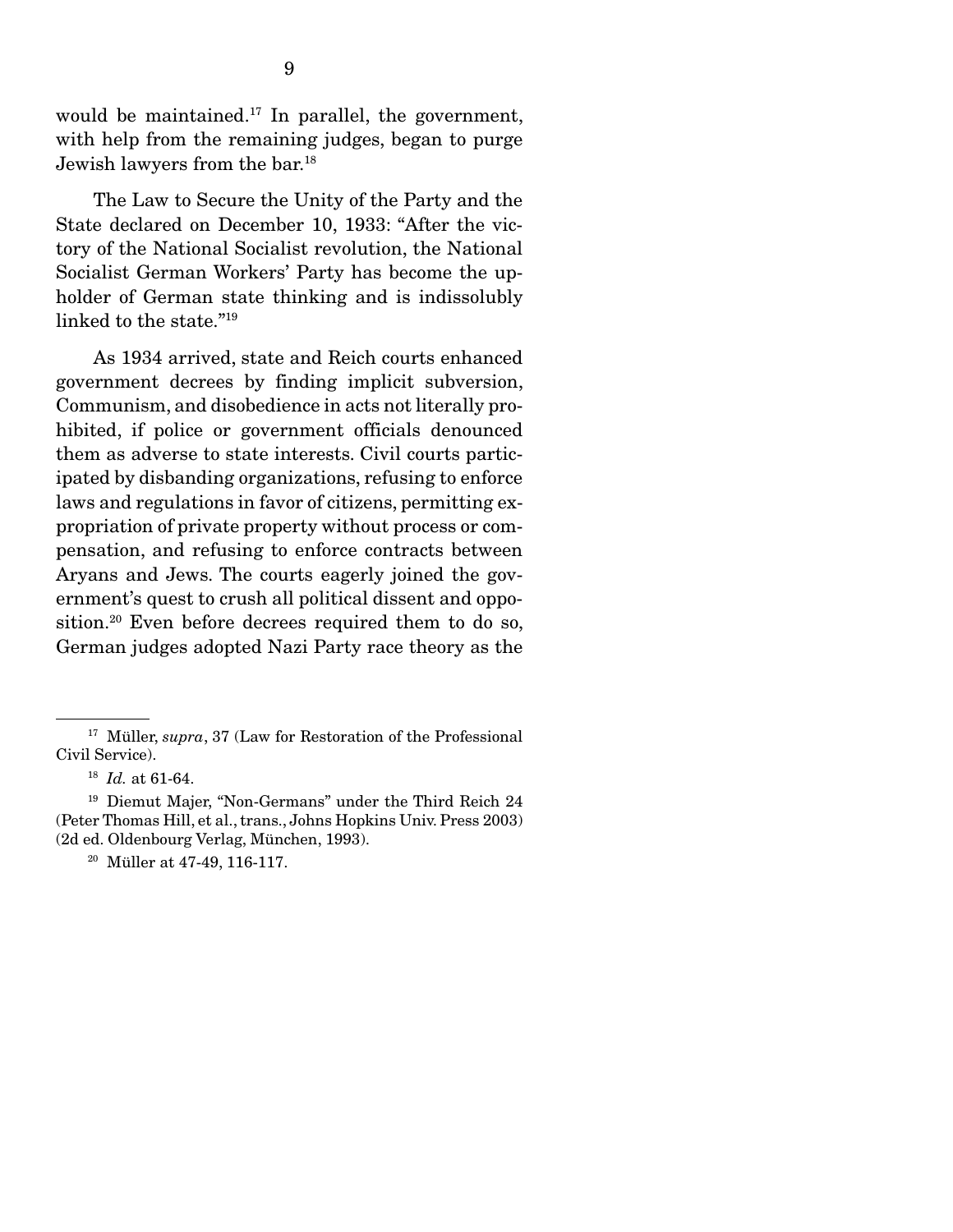would be maintained.[17] In parallel, the government, with help from the remaining judges, began to purge Jewish lawyers from the bar.[18]

The Law to Secure the Unity of the Party and the State declared on December 10, 1933: "After the victory of the National Socialist revolution, the National Socialist German Workers' Party has become the upholder of German state thinking and is indissolubly linked to the state."[19]

As 1934 arrived, state and Reich courts enhanced government decrees by finding implicit subversion, Communism, and disobedience in acts not literally prohibited, if police or government officials denounced them as adverse to state interests. Civil courts participated by disbanding organizations, refusing to enforce laws and regulations in favor of citizens, permitting expropriation of private property without process or compensation, and refusing to enforce contracts between Aryans and Jews. The courts eagerly joined the government's quest to crush all political dissent and opposition.[20] Even before decrees required them to do so, German judges adopted Nazi Party race theory as the

---

[17] Müller, *supra*, 37 (Law for Restoration of the Professional Civil Service).

[18] *Id.* at 61-64.

[19] Diemut Majer, "Non-Germans" under the Third Reich 24 (Peter Thomas Hill, et al., trans., Johns Hopkins Univ. Press 2003) (2d ed. Oldenbourg Verlag, München, 1993).

[20] Müller at 47-49, 116-117.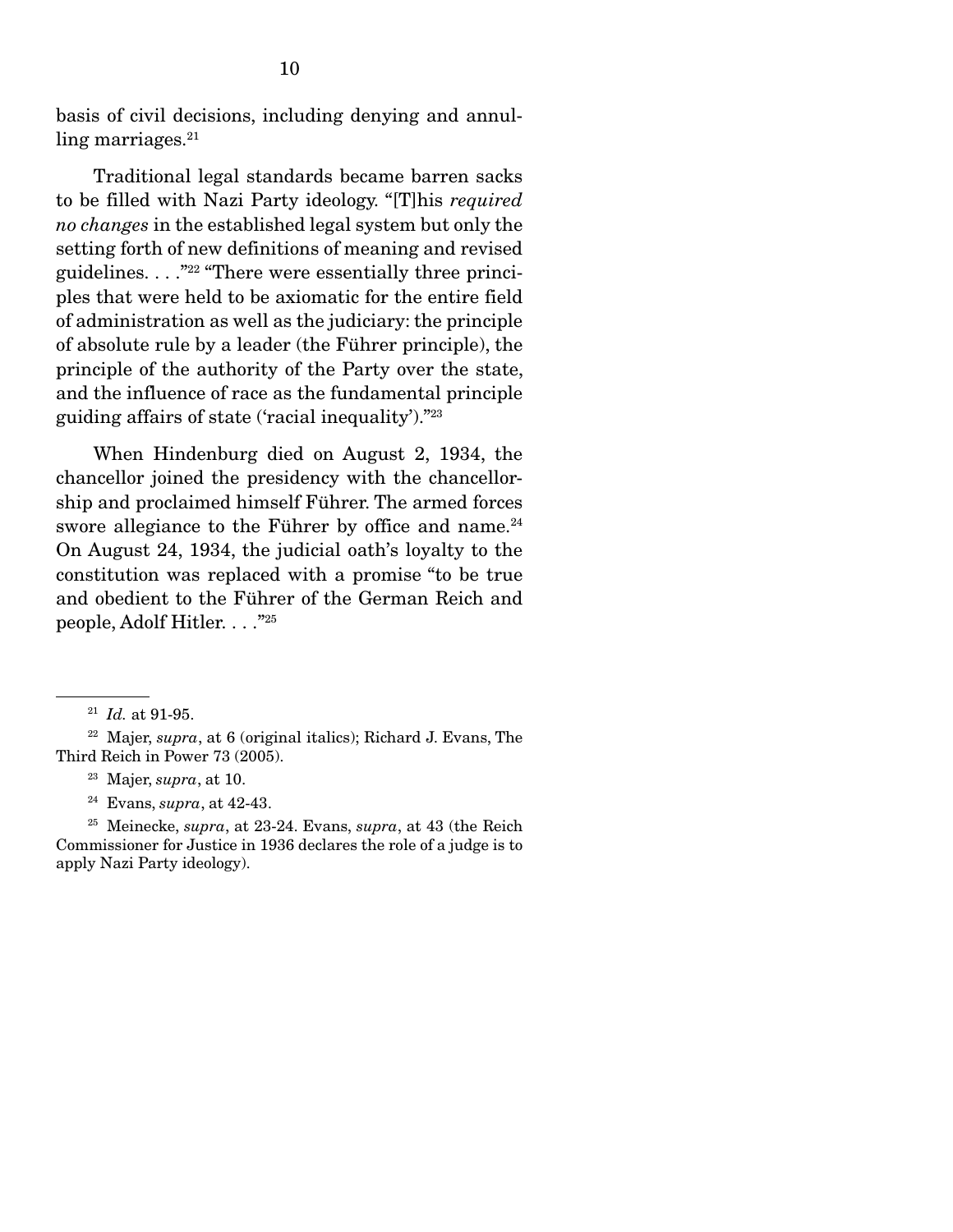basis of civil decisions, including denying and annulling marriages.[21]

Traditional legal standards became barren sacks to be filled with Nazi Party ideology. "[T]his *required no changes* in the established legal system but only the setting forth of new definitions of meaning and revised guidelines. . . ."[22] "There were essentially three principles that were held to be axiomatic for the entire field of administration as well as the judiciary: the principle of absolute rule by a leader (the Führer principle), the principle of the authority of the Party over the state, and the influence of race as the fundamental principle guiding affairs of state ('racial inequality')."[23]

When Hindenburg died on August 2, 1934, the chancellor joined the presidency with the chancellorship and proclaimed himself Führer. The armed forces swore allegiance to the Führer by office and name.[24] On August 24, 1934, the judicial oath's loyalty to the constitution was replaced with a promise "to be true and obedient to the Führer of the German Reich and people, Adolf Hitler. . . ."[25]

---

[21] *Id.* at 91-95.

[22] Majer, *supra*, at 6 (original italics); Richard J. Evans, The Third Reich in Power 73 (2005).

[23] Majer, *supra*, at 10.

[24] Evans, *supra*, at 42-43.

[25] Meinecke, *supra*, at 23-24. Evans, *supra*, at 43 (the Reich Commissioner for Justice in 1936 declares the role of a judge is to apply Nazi Party ideology).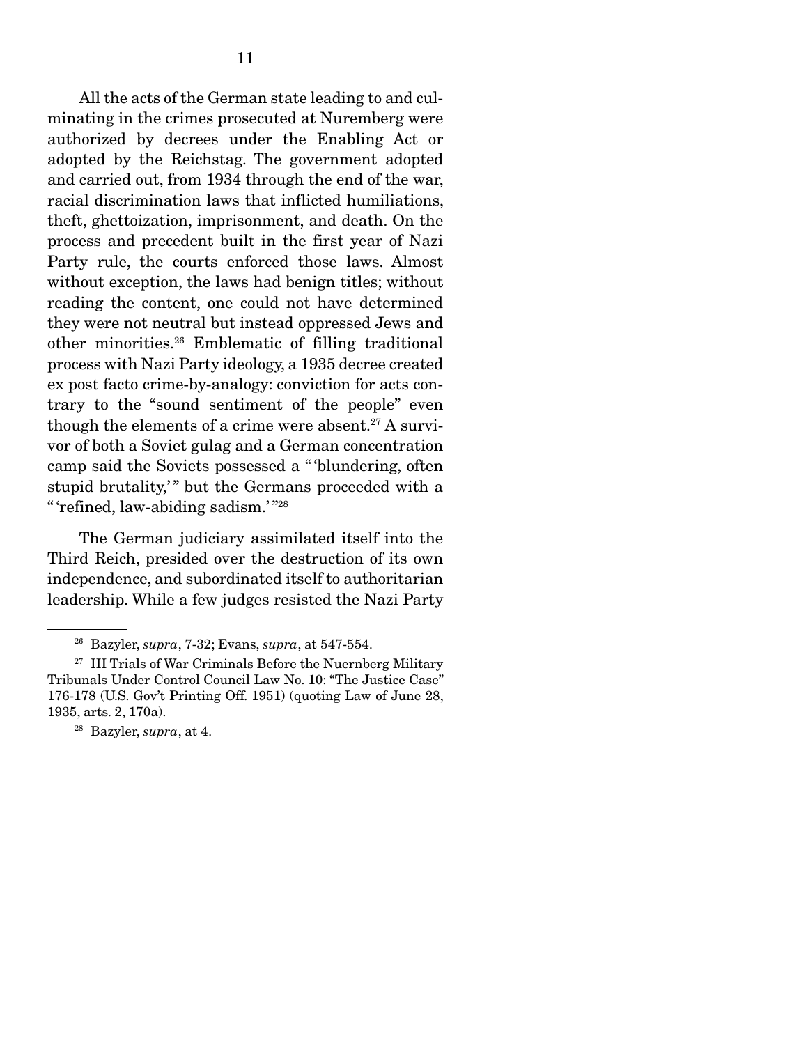All the acts of the German state leading to and culminating in the crimes prosecuted at Nuremberg were authorized by decrees under the Enabling Act or adopted by the Reichstag. The government adopted and carried out, from 1934 through the end of the war, racial discrimination laws that inflicted humiliations, theft, ghettoization, imprisonment, and death. On the process and precedent built in the first year of Nazi Party rule, the courts enforced those laws. Almost without exception, the laws had benign titles; without reading the content, one could not have determined they were not neutral but instead oppressed Jews and other minorities.[26] Emblematic of filling traditional process with Nazi Party ideology, a 1935 decree created ex post facto crime-by-analogy: conviction for acts contrary to the "sound sentiment of the people" even though the elements of a crime were absent.[27] A survivor of both a Soviet gulag and a German concentration camp said the Soviets possessed a "'blundering, often stupid brutality,'" but the Germans proceeded with a "'refined, law-abiding sadism.'"[28]

The German judiciary assimilated itself into the Third Reich, presided over the destruction of its own independence, and subordinated itself to authoritarian leadership. While a few judges resisted the Nazi Party

---

[26] Bazyler, *supra*, 7-32; Evans, *supra*, at 547-554.

[27] III Trials of War Criminals Before the Nuernberg Military Tribunals Under Control Council Law No. 10: "The Justice Case" 176-178 (U.S. Gov't Printing Off. 1951) (quoting Law of June 28, 1935, arts. 2, 170a).

[28] Bazyler, *supra*, at 4.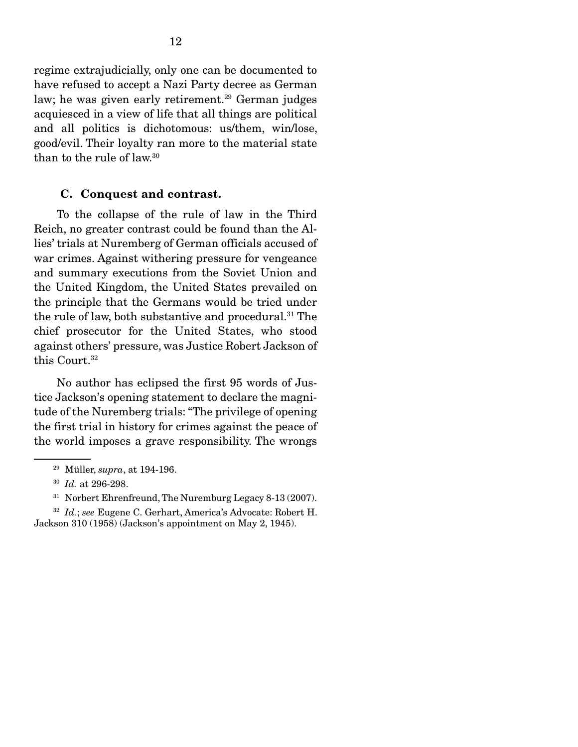regime extrajudicially, only one can be documented to have refused to accept a Nazi Party decree as German law; he was given early retirement.[29] German judges acquiesced in a view of life that all things are political and all politics is dichotomous: us/them, win/lose, good/evil. Their loyalty ran more to the material state than to the rule of law.[30]

### C. Conquest and contrast.

To the collapse of the rule of law in the Third Reich, no greater contrast could be found than the Allies' trials at Nuremberg of German officials accused of war crimes. Against withering pressure for vengeance and summary executions from the Soviet Union and the United Kingdom, the United States prevailed on the principle that the Germans would be tried under the rule of law, both substantive and procedural.[31] The chief prosecutor for the United States, who stood against others' pressure, was Justice Robert Jackson of this Court.[32]

No author has eclipsed the first 95 words of Justice Jackson's opening statement to declare the magnitude of the Nuremberg trials: "The privilege of opening the first trial in history for crimes against the peace of the world imposes a grave responsibility. The wrongs

---

[29] Müller, *supra*, at 194-196.

[30] *Id.* at 296-298.

[31] Norbert Ehrenfreund, The Nuremburg Legacy 8-13 (2007).

[32] *Id.*; *see* Eugene C. Gerhart, America's Advocate: Robert H. Jackson 310 (1958) (Jackson's appointment on May 2, 1945).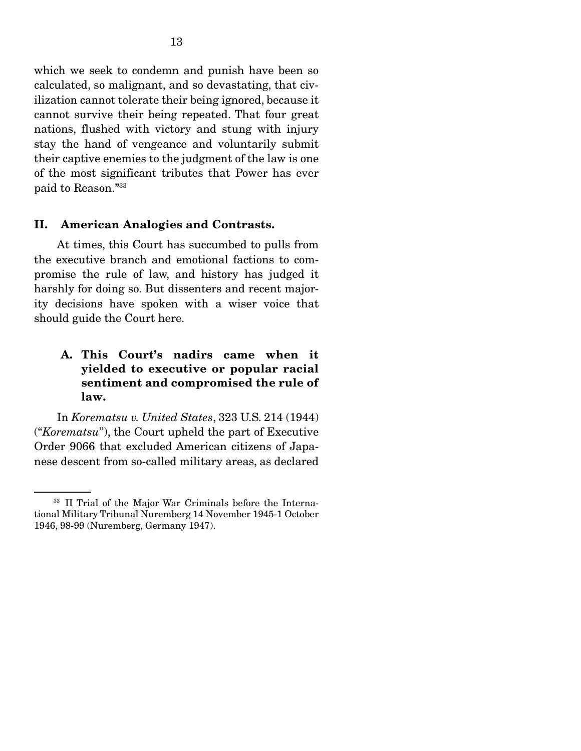which we seek to condemn and punish have been so calculated, so malignant, and so devastating, that civilization cannot tolerate their being ignored, because it cannot survive their being repeated. That four great nations, flushed with victory and stung with injury stay the hand of vengeance and voluntarily submit their captive enemies to the judgment of the law is one of the most significant tributes that Power has ever paid to Reason."[33]

## II. American Analogies and Contrasts.

At times, this Court has succumbed to pulls from the executive branch and emotional factions to compromise the rule of law, and history has judged it harshly for doing so. But dissenters and recent majority decisions have spoken with a wiser voice that should guide the Court here.

### A. This Court's nadirs came when it yielded to executive or popular racial sentiment and compromised the rule of law.

In *Korematsu v. United States*, 323 U.S. 214 (1944) ("*Korematsu*"), the Court upheld the part of Executive Order 9066 that excluded American citizens of Japanese descent from so-called military areas, as declared

---

[33] II Trial of the Major War Criminals before the International Military Tribunal Nuremberg 14 November 1945-1 October 1946, 98-99 (Nuremberg, Germany 1947).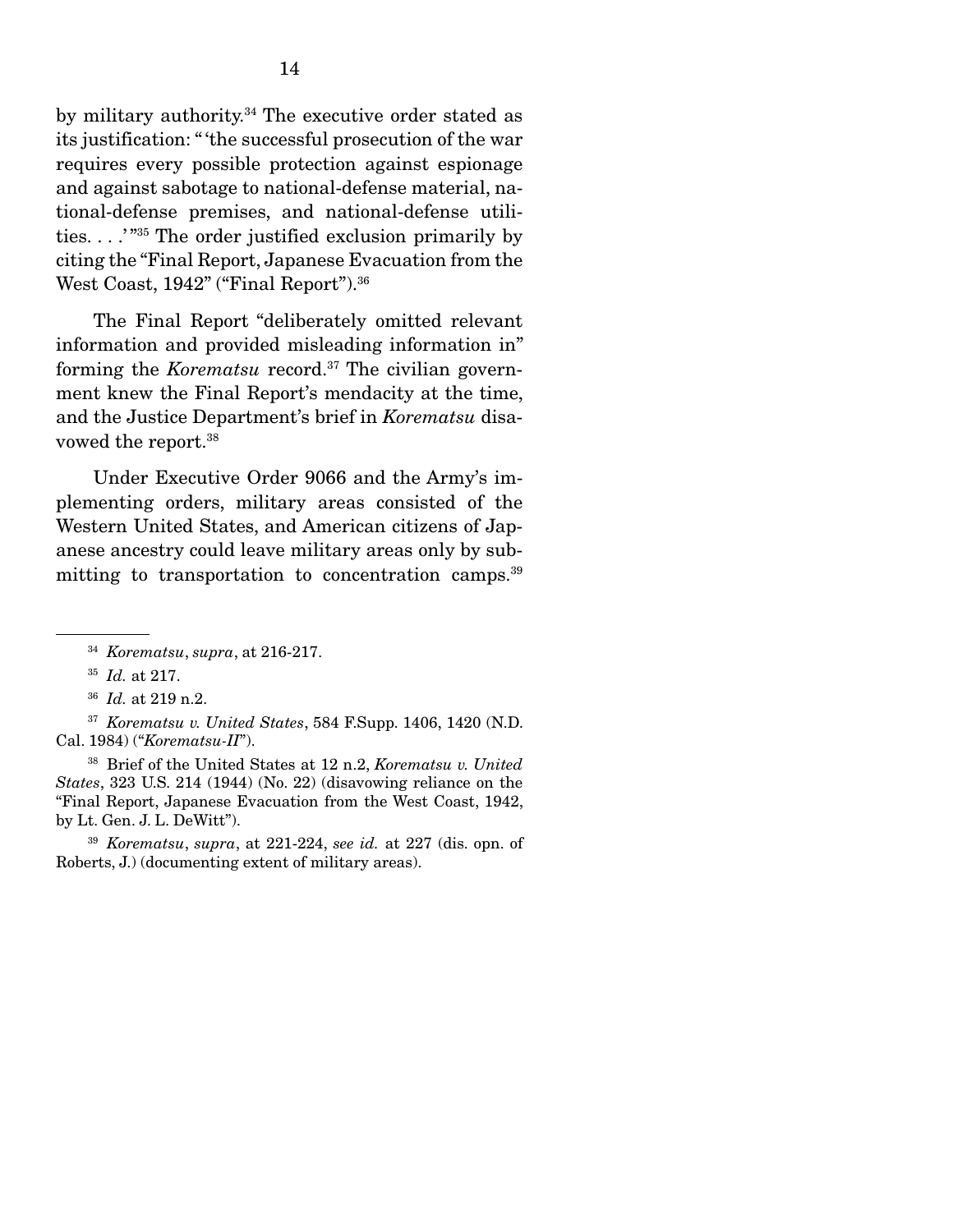by military authority.[34] The executive order stated as its justification: " 'the successful prosecution of the war requires every possible protection against espionage and against sabotage to national-defense material, national-defense premises, and national-defense utilities. . . .' "[35] The order justified exclusion primarily by citing the "Final Report, Japanese Evacuation from the West Coast, 1942" ("Final Report").[36]

The Final Report "deliberately omitted relevant information and provided misleading information in" forming the *Korematsu* record.[37] The civilian government knew the Final Report's mendacity at the time, and the Justice Department's brief in *Korematsu* disavowed the report.[38]

Under Executive Order 9066 and the Army's implementing orders, military areas consisted of the Western United States, and American citizens of Japanese ancestry could leave military areas only by submitting to transportation to concentration camps.[39]

---

[34] *Korematsu*, *supra*, at 216-217.

[35] *Id.* at 217.

[36] *Id.* at 219 n.2.

[37] *Korematsu v. United States*, 584 F.Supp. 1406, 1420 (N.D. Cal. 1984) ("*Korematsu-II*").

[38] Brief of the United States at 12 n.2, *Korematsu v. United States*, 323 U.S. 214 (1944) (No. 22) (disavowing reliance on the "Final Report, Japanese Evacuation from the West Coast, 1942, by Lt. Gen. J. L. DeWitt").

[39] *Korematsu*, *supra*, at 221-224, *see id.* at 227 (dis. opn. of Roberts, J.) (documenting extent of military areas).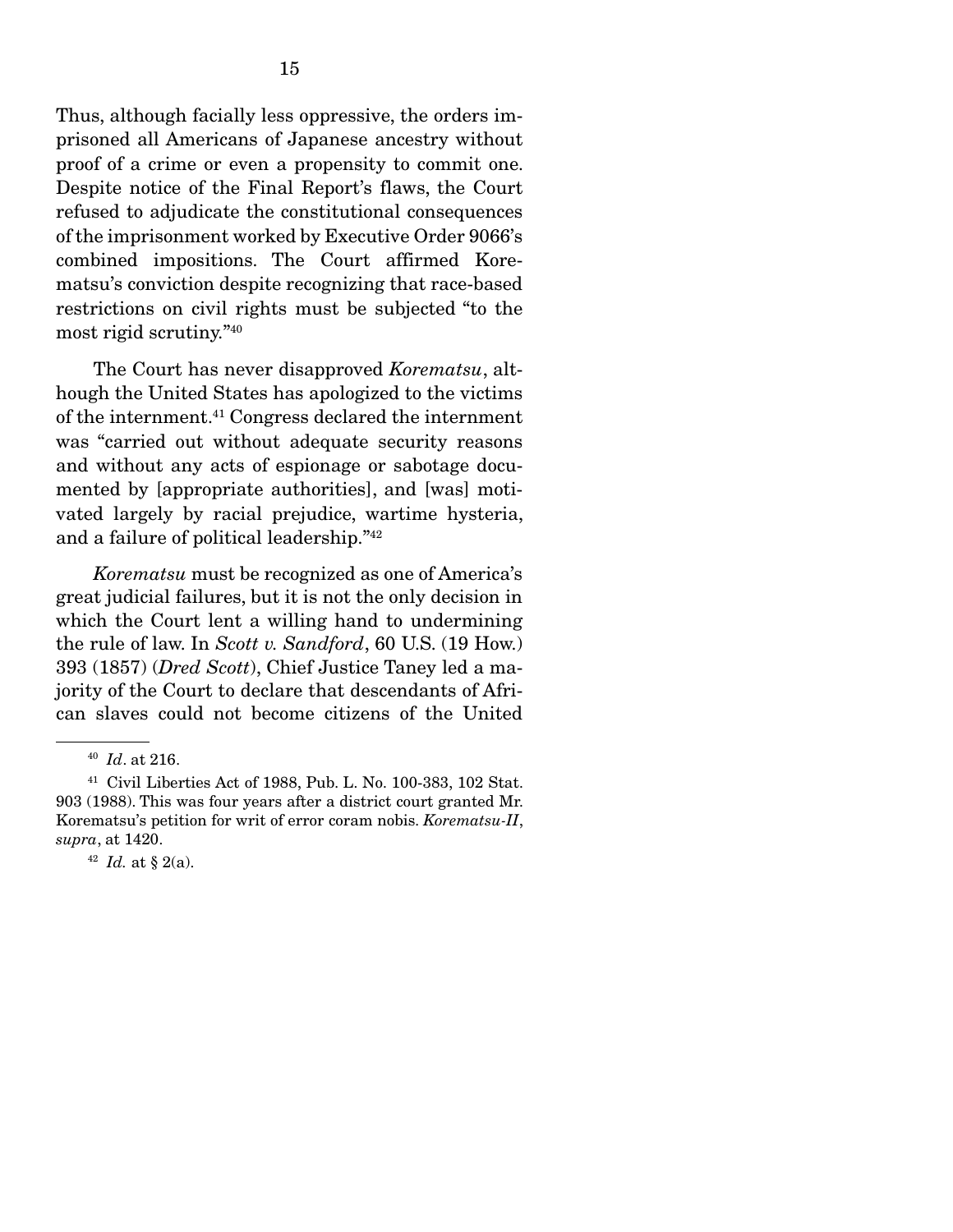Thus, although facially less oppressive, the orders imprisoned all Americans of Japanese ancestry without proof of a crime or even a propensity to commit one. Despite notice of the Final Report's flaws, the Court refused to adjudicate the constitutional consequences of the imprisonment worked by Executive Order 9066's combined impositions. The Court affirmed Korematsu's conviction despite recognizing that race-based restrictions on civil rights must be subjected "to the most rigid scrutiny."[40]

The Court has never disapproved *Korematsu*, although the United States has apologized to the victims of the internment.[41] Congress declared the internment was "carried out without adequate security reasons and without any acts of espionage or sabotage documented by [appropriate authorities], and [was] motivated largely by racial prejudice, wartime hysteria, and a failure of political leadership."[42]

*Korematsu* must be recognized as one of America's great judicial failures, but it is not the only decision in which the Court lent a willing hand to undermining the rule of law. In *Scott v. Sandford*, 60 U.S. (19 How.) 393 (1857) (*Dred Scott*), Chief Justice Taney led a majority of the Court to declare that descendants of African slaves could not become citizens of the United

---

[40] *Id*. at 216.

[41] Civil Liberties Act of 1988, Pub. L. No. 100-383, 102 Stat. 903 (1988). This was four years after a district court granted Mr. Korematsu's petition for writ of error coram nobis. *Korematsu-II*, *supra*, at 1420.

[42] *Id.* at § 2(a).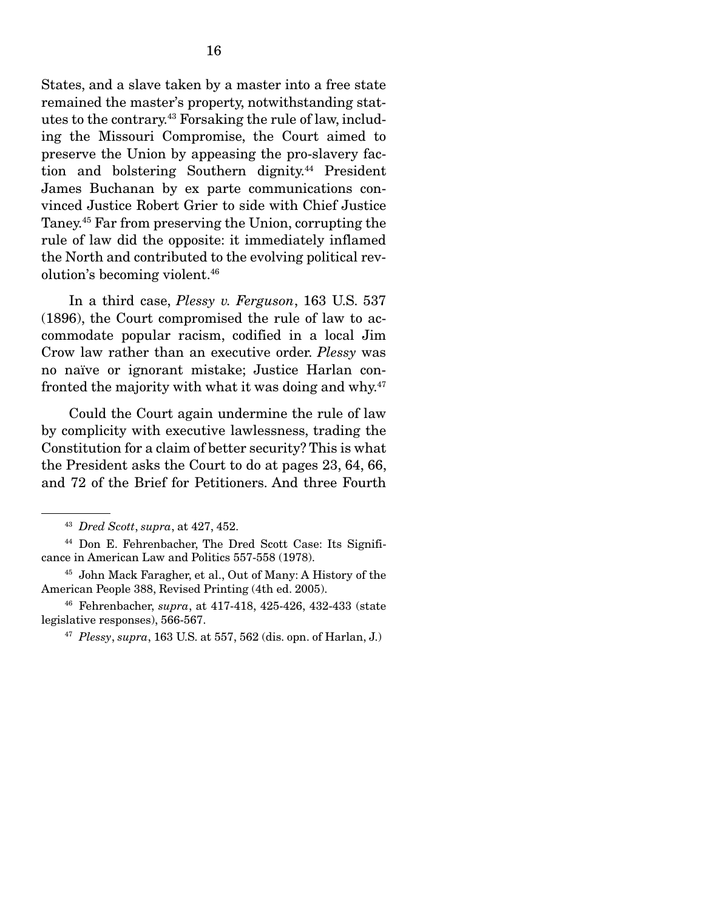States, and a slave taken by a master into a free state remained the master's property, notwithstanding statutes to the contrary.[43] Forsaking the rule of law, including the Missouri Compromise, the Court aimed to preserve the Union by appeasing the pro-slavery faction and bolstering Southern dignity.[44] President James Buchanan by ex parte communications convinced Justice Robert Grier to side with Chief Justice Taney.[45] Far from preserving the Union, corrupting the rule of law did the opposite: it immediately inflamed the North and contributed to the evolving political revolution's becoming violent.[46]

In a third case, *Plessy v. Ferguson*, 163 U.S. 537 (1896), the Court compromised the rule of law to accommodate popular racism, codified in a local Jim Crow law rather than an executive order. *Plessy* was no naïve or ignorant mistake; Justice Harlan confronted the majority with what it was doing and why.[47]

Could the Court again undermine the rule of law by complicity with executive lawlessness, trading the Constitution for a claim of better security? This is what the President asks the Court to do at pages 23, 64, 66, and 72 of the Brief for Petitioners. And three Fourth

---

[43] *Dred Scott*, *supra*, at 427, 452.

[44] Don E. Fehrenbacher, The Dred Scott Case: Its Significance in American Law and Politics 557-558 (1978).

[45] John Mack Faragher, et al., Out of Many: A History of the American People 388, Revised Printing (4th ed. 2005).

[46] Fehrenbacher, *supra*, at 417-418, 425-426, 432-433 (state legislative responses), 566-567.

[47] *Plessy*, *supra*, 163 U.S. at 557, 562 (dis. opn. of Harlan, J.)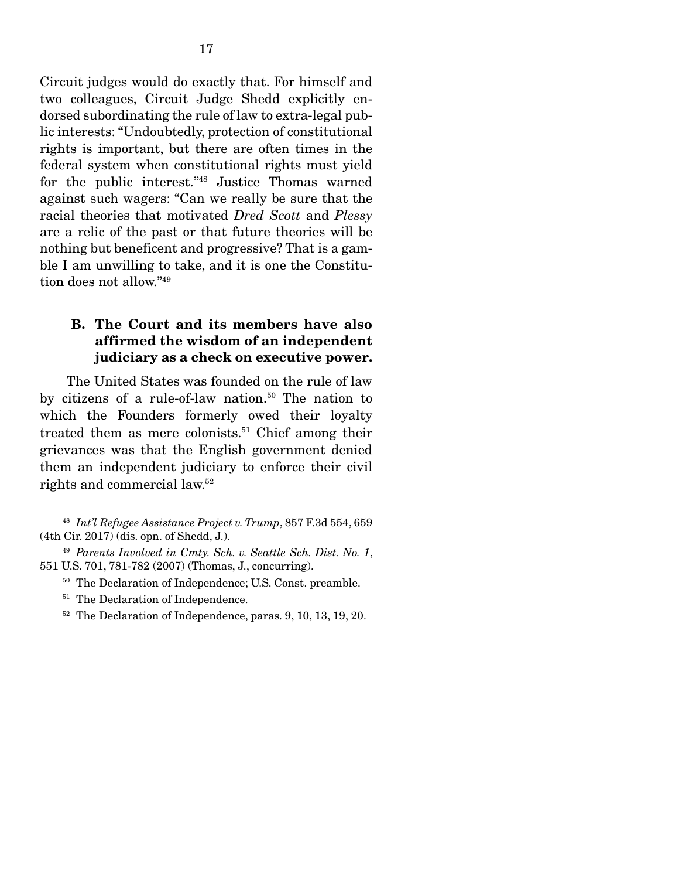Circuit judges would do exactly that. For himself and two colleagues, Circuit Judge Shedd explicitly endorsed subordinating the rule of law to extra-legal public interests: "Undoubtedly, protection of constitutional rights is important, but there are often times in the federal system when constitutional rights must yield for the public interest."[48] Justice Thomas warned against such wagers: "Can we really be sure that the racial theories that motivated *Dred Scott* and *Plessy* are a relic of the past or that future theories will be nothing but beneficent and progressive? That is a gamble I am unwilling to take, and it is one the Constitution does not allow."[49]

### B. The Court and its members have also affirmed the wisdom of an independent judiciary as a check on executive power.

The United States was founded on the rule of law by citizens of a rule-of-law nation.[50] The nation to which the Founders formerly owed their loyalty treated them as mere colonists.[51] Chief among their grievances was that the English government denied them an independent judiciary to enforce their civil rights and commercial law.[52]

---

[48] *Int'l Refugee Assistance Project v. Trump*, 857 F.3d 554, 659 (4th Cir. 2017) (dis. opn. of Shedd, J.).

[49] *Parents Involved in Cmty. Sch. v. Seattle Sch. Dist. No. 1*, 551 U.S. 701, 781-782 (2007) (Thomas, J., concurring).

[50] The Declaration of Independence; U.S. Const. preamble.

[51] The Declaration of Independence.

[52] The Declaration of Independence, paras. 9, 10, 13, 19, 20.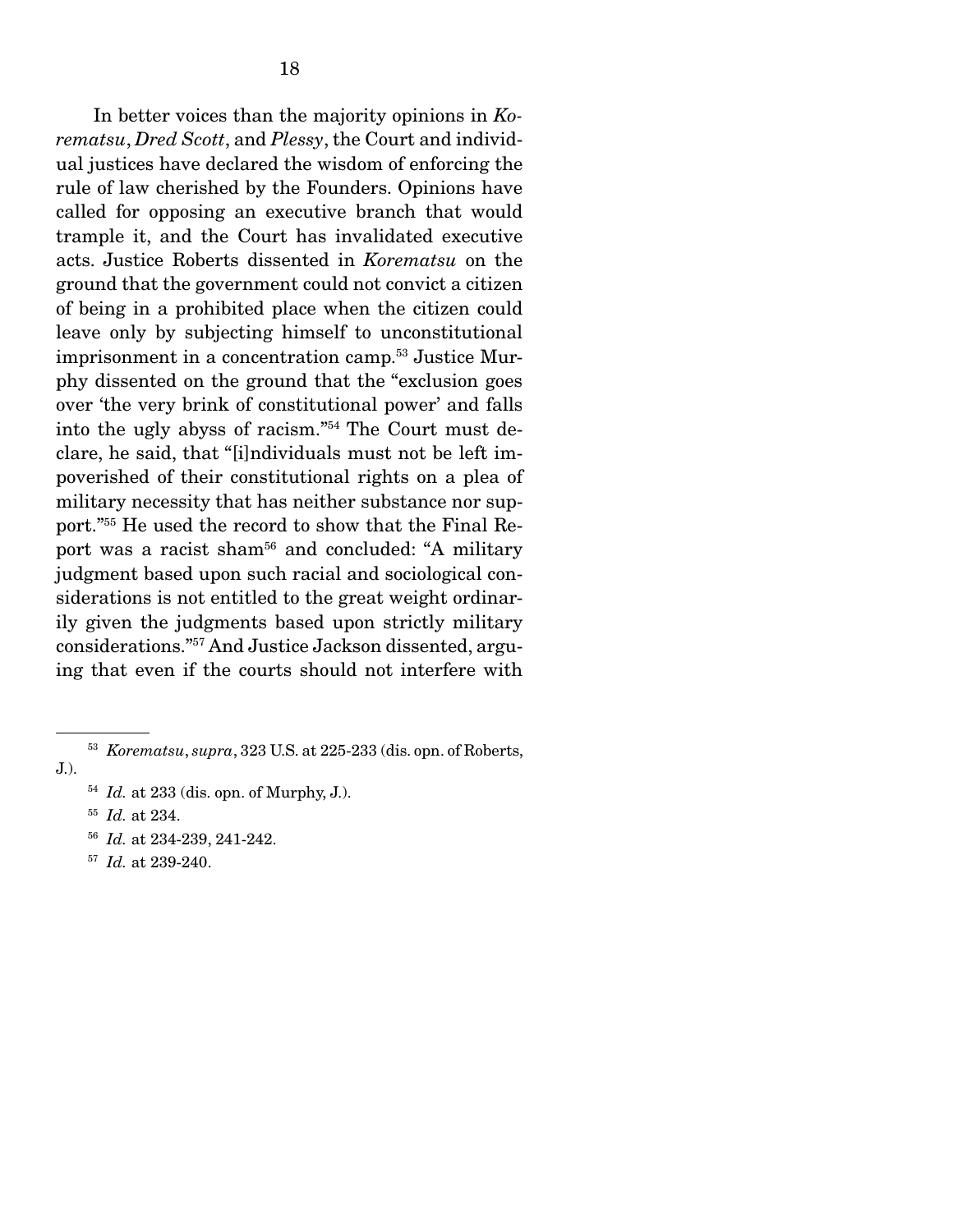In better voices than the majority opinions in *Korematsu*, *Dred Scott*, and *Plessy*, the Court and individual justices have declared the wisdom of enforcing the rule of law cherished by the Founders. Opinions have called for opposing an executive branch that would trample it, and the Court has invalidated executive acts. Justice Roberts dissented in *Korematsu* on the ground that the government could not convict a citizen of being in a prohibited place when the citizen could leave only by subjecting himself to unconstitutional imprisonment in a concentration camp.[53] Justice Murphy dissented on the ground that the "exclusion goes over 'the very brink of constitutional power' and falls into the ugly abyss of racism."[54] The Court must declare, he said, that "[i]ndividuals must not be left impoverished of their constitutional rights on a plea of military necessity that has neither substance nor support."[55] He used the record to show that the Final Report was a racist sham[56] and concluded: "A military judgment based upon such racial and sociological considerations is not entitled to the great weight ordinarily given the judgments based upon strictly military considerations."[57] And Justice Jackson dissented, arguing that even if the courts should not interfere with

---

[53] *Korematsu*, *supra*, 323 U.S. at 225-233 (dis. opn. of Roberts, J.).

[54] *Id.* at 233 (dis. opn. of Murphy, J.).

[55] *Id.* at 234.

[56] *Id.* at 234-239, 241-242.

[57] *Id.* at 239-240.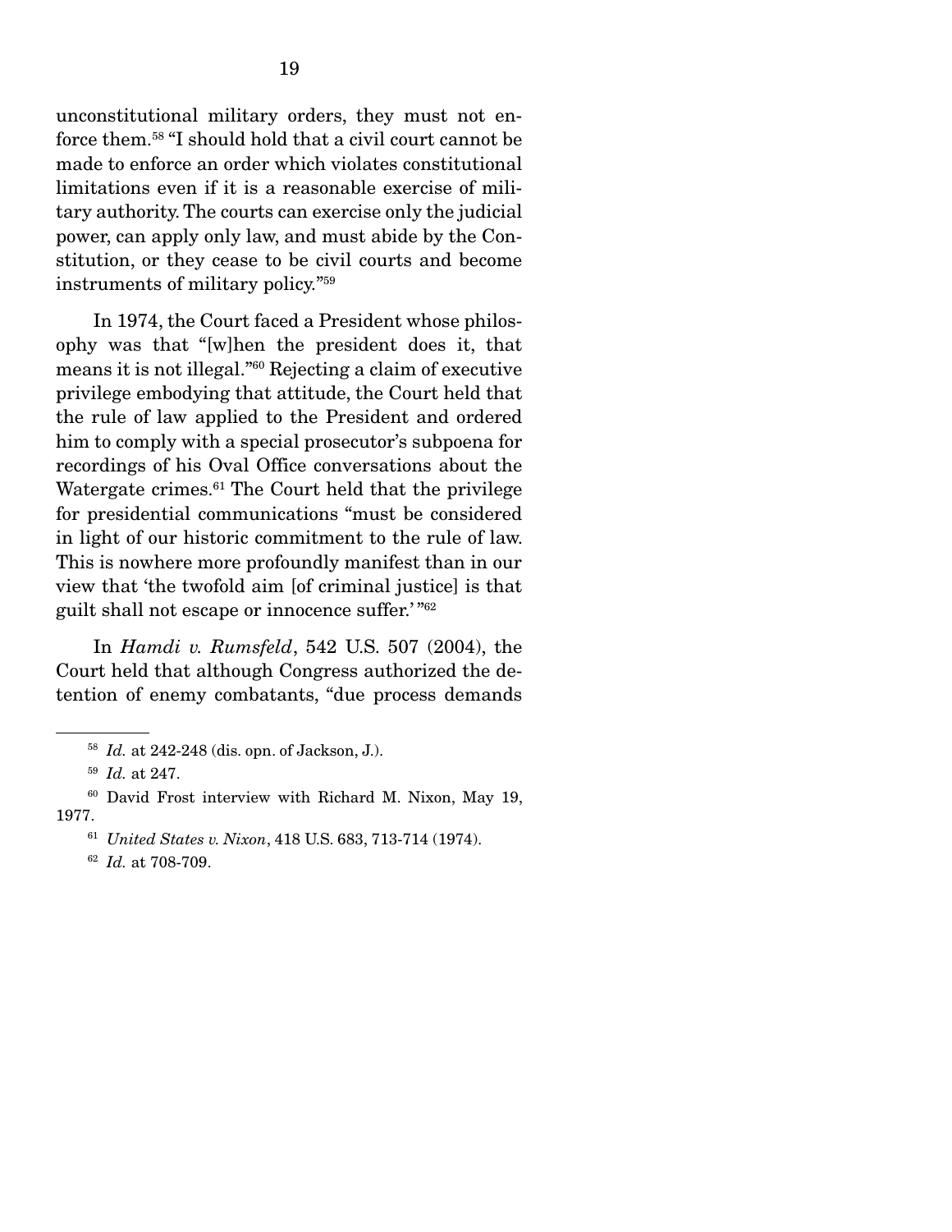unconstitutional military orders, they must not enforce them.[58] "I should hold that a civil court cannot be made to enforce an order which violates constitutional limitations even if it is a reasonable exercise of military authority. The courts can exercise only the judicial power, can apply only law, and must abide by the Constitution, or they cease to be civil courts and become instruments of military policy."[59]

In 1974, the Court faced a President whose philosophy was that "[w]hen the president does it, that means it is not illegal."[60] Rejecting a claim of executive privilege embodying that attitude, the Court held that the rule of law applied to the President and ordered him to comply with a special prosecutor's subpoena for recordings of his Oval Office conversations about the Watergate crimes.[61] The Court held that the privilege for presidential communications "must be considered in light of our historic commitment to the rule of law. This is nowhere more profoundly manifest than in our view that 'the twofold aim [of criminal justice] is that guilt shall not escape or innocence suffer.'"[62]

In *Hamdi v. Rumsfeld*, 542 U.S. 507 (2004), the Court held that although Congress authorized the detention of enemy combatants, "due process demands

---

[58] *Id.* at 242-248 (dis. opn. of Jackson, J.).

[59] *Id.* at 247.

[60] David Frost interview with Richard M. Nixon, May 19, 1977.

[61] *United States v. Nixon*, 418 U.S. 683, 713-714 (1974).

[62] *Id.* at 708-709.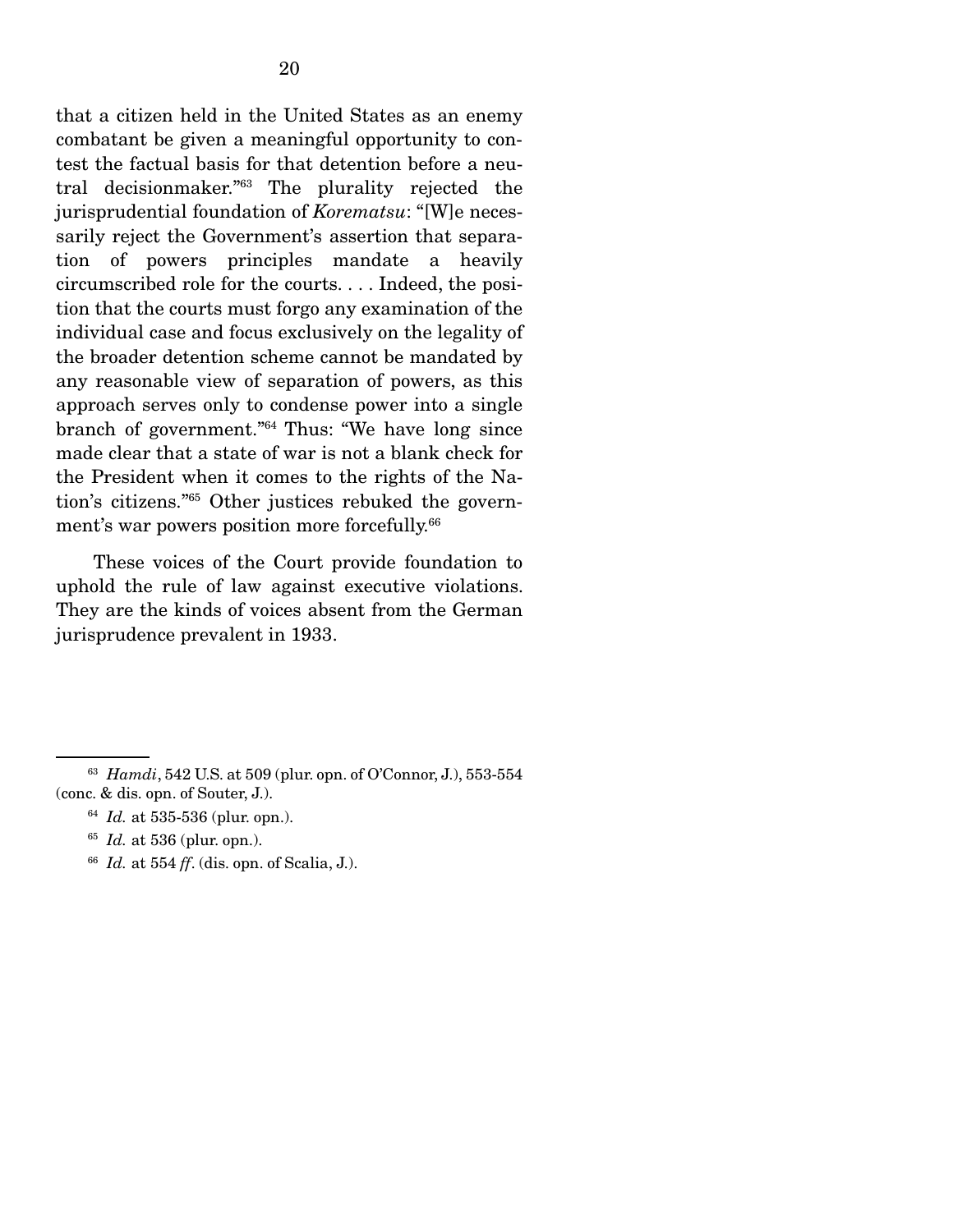that a citizen held in the United States as an enemy combatant be given a meaningful opportunity to contest the factual basis for that detention before a neutral decisionmaker."[63] The plurality rejected the jurisprudential foundation of *Korematsu*: "[W]e necessarily reject the Government's assertion that separation of powers principles mandate a heavily circumscribed role for the courts. . . . Indeed, the position that the courts must forgo any examination of the individual case and focus exclusively on the legality of the broader detention scheme cannot be mandated by any reasonable view of separation of powers, as this approach serves only to condense power into a single branch of government."[64] Thus: "We have long since made clear that a state of war is not a blank check for the President when it comes to the rights of the Nation's citizens."[65] Other justices rebuked the government's war powers position more forcefully.[66]

These voices of the Court provide foundation to uphold the rule of law against executive violations. They are the kinds of voices absent from the German jurisprudence prevalent in 1933.

---

[63] *Hamdi*, 542 U.S. at 509 (plur. opn. of O'Connor, J.), 553-554 (conc. & dis. opn. of Souter, J.).

[64] *Id.* at 535-536 (plur. opn.).

[65] *Id.* at 536 (plur. opn.).

[66] *Id.* at 554 *ff*. (dis. opn. of Scalia, J.).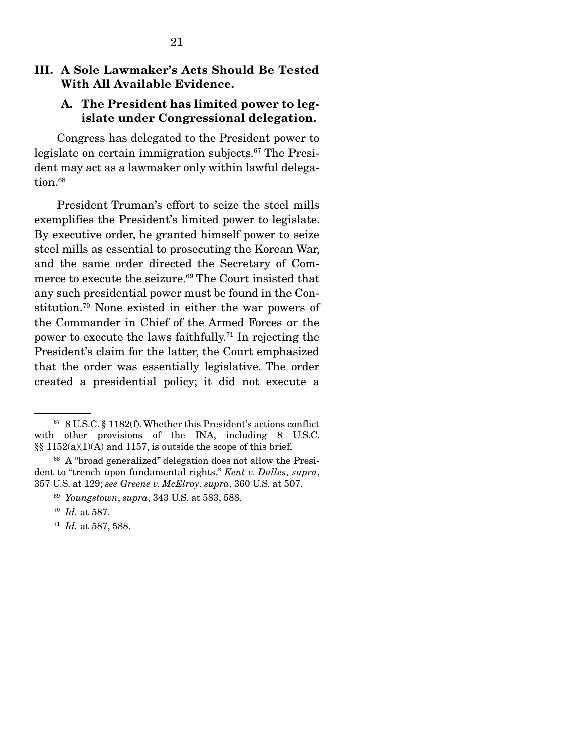## III. A Sole Lawmaker's Acts Should Be Tested With All Available Evidence.

### A. The President has limited power to legislate under Congressional delegation.

Congress has delegated to the President power to legislate on certain immigration subjects.[67] The President may act as a lawmaker only within lawful delegation.[68]

President Truman's effort to seize the steel mills exemplifies the President's limited power to legislate. By executive order, he granted himself power to seize steel mills as essential to prosecuting the Korean War, and the same order directed the Secretary of Commerce to execute the seizure.[69] The Court insisted that any such presidential power must be found in the Constitution.[70] None existed in either the war powers of the Commander in Chief of the Armed Forces or the power to execute the laws faithfully.[71] In rejecting the President's claim for the latter, the Court emphasized that the order was essentially legislative. The order created a presidential policy; it did not execute a

---

[67] 8 U.S.C. § 1182(f). Whether this President's actions conflict with other provisions of the INA, including 8 U.S.C. §§ 1152(a)(1)(A) and 1157, is outside the scope of this brief.

[68] A "broad generalized" delegation does not allow the President to "trench upon fundamental rights." *Kent v. Dulles*, *supra*, 357 U.S. at 129; *see Greene v. McElroy*, *supra*, 360 U.S. at 507.

[69] *Youngstown*, *supra*, 343 U.S. at 583, 588.

[70] *Id.* at 587.

[71] *Id.* at 587, 588.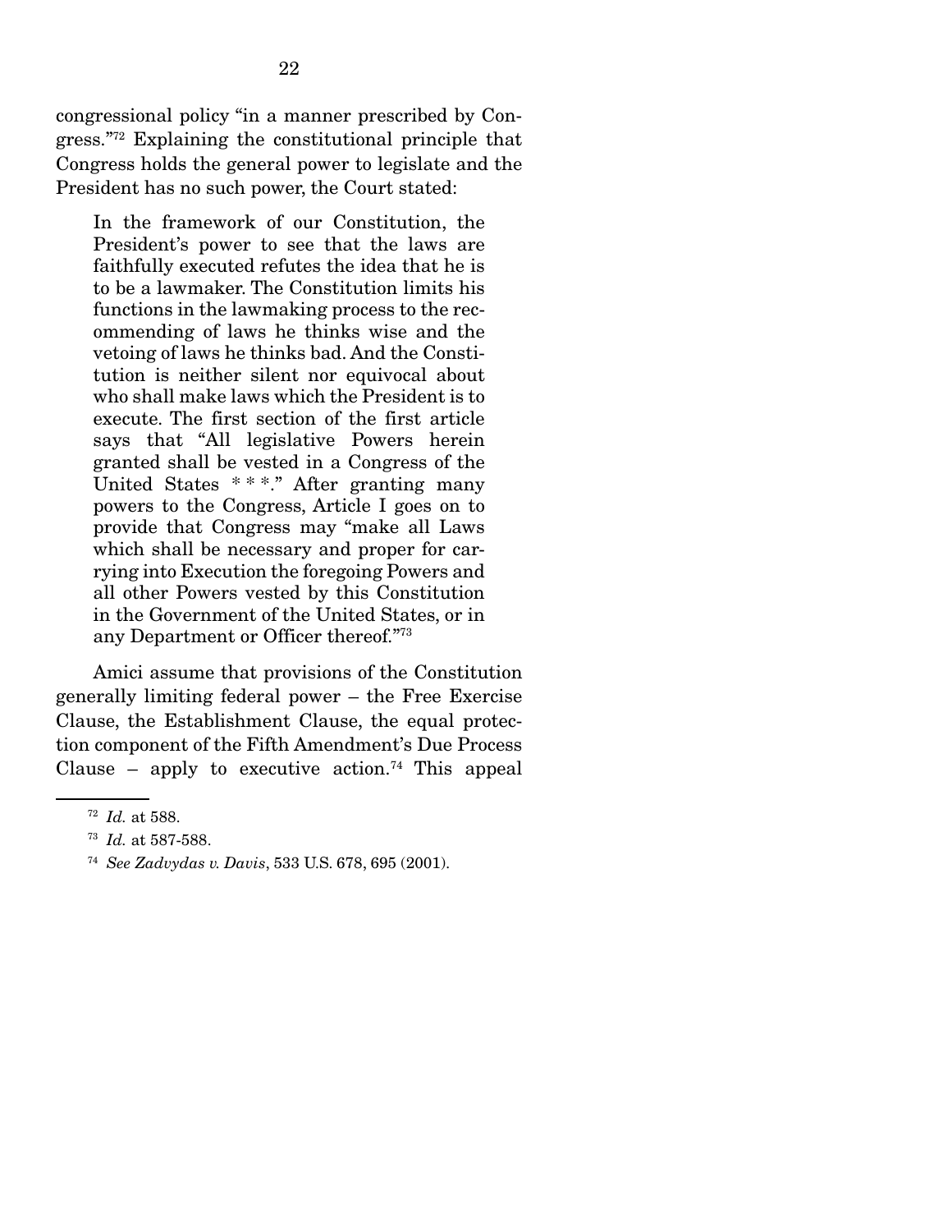congressional policy "in a manner prescribed by Congress."[72] Explaining the constitutional principle that Congress holds the general power to legislate and the President has no such power, the Court stated:

> In the framework of our Constitution, the President's power to see that the laws are faithfully executed refutes the idea that he is to be a lawmaker. The Constitution limits his functions in the lawmaking process to the recommending of laws he thinks wise and the vetoing of laws he thinks bad. And the Constitution is neither silent nor equivocal about who shall make laws which the President is to execute. The first section of the first article says that "All legislative Powers herein granted shall be vested in a Congress of the United States * * *." After granting many powers to the Congress, Article I goes on to provide that Congress may "make all Laws which shall be necessary and proper for carrying into Execution the foregoing Powers and all other Powers vested by this Constitution in the Government of the United States, or in any Department or Officer thereof."[73]

Amici assume that provisions of the Constitution generally limiting federal power – the Free Exercise Clause, the Establishment Clause, the equal protection component of the Fifth Amendment's Due Process Clause – apply to executive action.[74] This appeal

---

[72] *Id.* at 588.

[73] *Id.* at 587-588.

[74] *See Zadvydas v. Davis*, 533 U.S. 678, 695 (2001).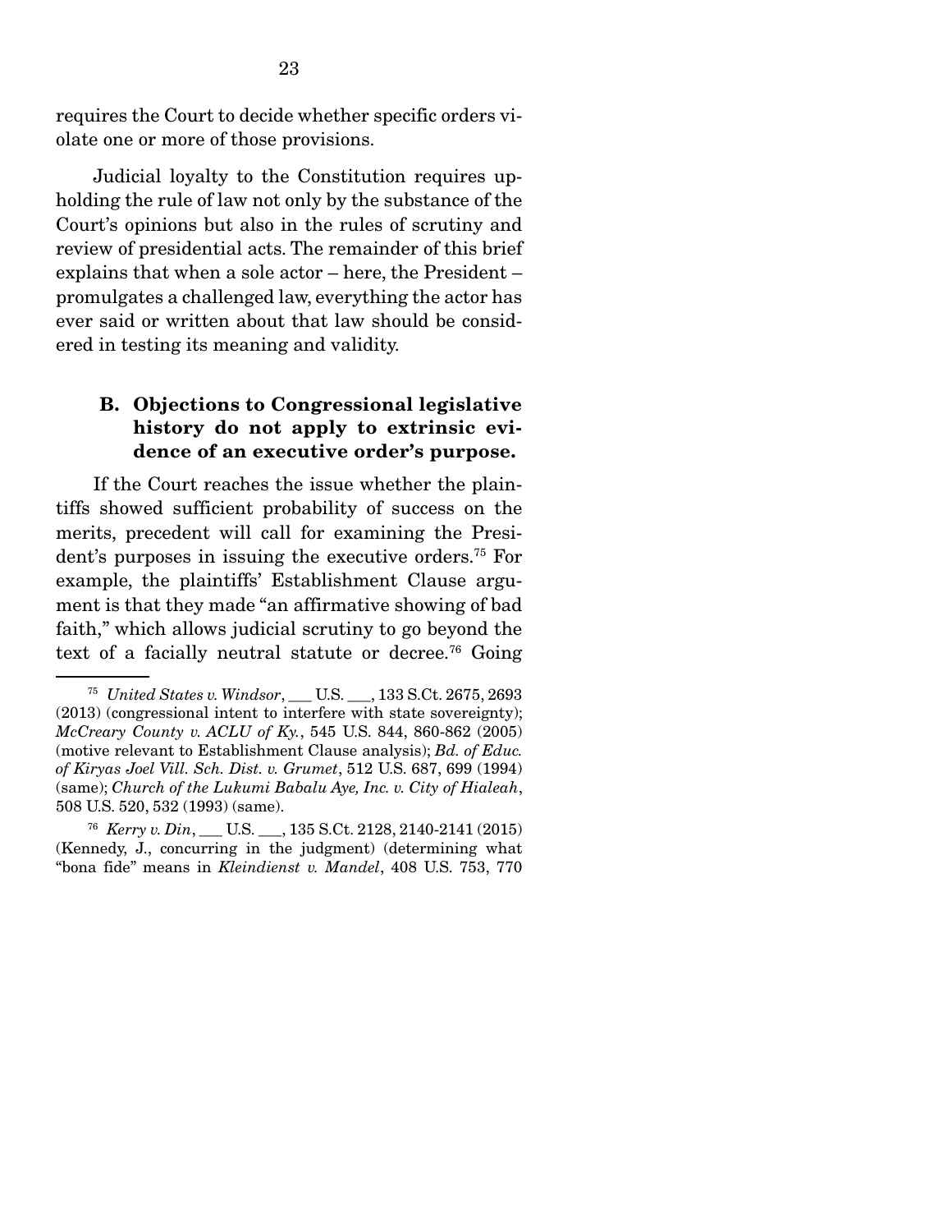requires the Court to decide whether specific orders violate one or more of those provisions.

Judicial loyalty to the Constitution requires upholding the rule of law not only by the substance of the Court's opinions but also in the rules of scrutiny and review of presidential acts. The remainder of this brief explains that when a sole actor – here, the President – promulgates a challenged law, everything the actor has ever said or written about that law should be considered in testing its meaning and validity.

### B. Objections to Congressional legislative history do not apply to extrinsic evidence of an executive order's purpose.

If the Court reaches the issue whether the plaintiffs showed sufficient probability of success on the merits, precedent will call for examining the President's purposes in issuing the executive orders.[75] For example, the plaintiffs' Establishment Clause argument is that they made "an affirmative showing of bad faith," which allows judicial scrutiny to go beyond the text of a facially neutral statute or decree.[76] Going

---

[75] *United States v. Windsor*, ___ U.S. ___, 133 S.Ct. 2675, 2693 (2013) (congressional intent to interfere with state sovereignty); *McCreary County v. ACLU of Ky.*, 545 U.S. 844, 860-862 (2005) (motive relevant to Establishment Clause analysis); *Bd. of Educ. of Kiryas Joel Vill. Sch. Dist. v. Grumet*, 512 U.S. 687, 699 (1994) (same); *Church of the Lukumi Babalu Aye, Inc. v. City of Hialeah*, 508 U.S. 520, 532 (1993) (same).

[76] *Kerry v. Din*, ___ U.S. ___, 135 S.Ct. 2128, 2140-2141 (2015) (Kennedy, J., concurring in the judgment) (determining what "bona fide" means in *Kleindienst v. Mandel*, 408 U.S. 753, 770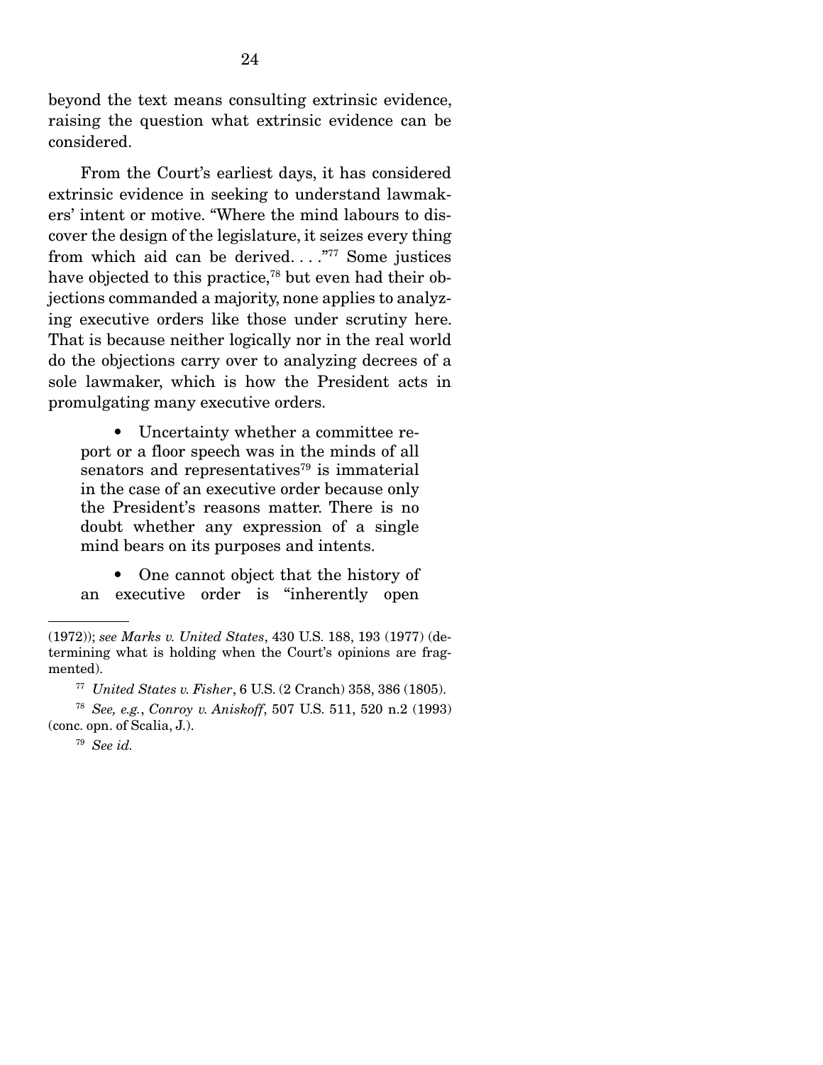beyond the text means consulting extrinsic evidence, raising the question what extrinsic evidence can be considered.

From the Court's earliest days, it has considered extrinsic evidence in seeking to understand lawmakers' intent or motive. "Where the mind labours to discover the design of the legislature, it seizes every thing from which aid can be derived. . . ."[77] Some justices have objected to this practice,[78] but even had their objections commanded a majority, none applies to analyzing executive orders like those under scrutiny here. That is because neither logically nor in the real world do the objections carry over to analyzing decrees of a sole lawmaker, which is how the President acts in promulgating many executive orders.

- Uncertainty whether a committee report or a floor speech was in the minds of all senators and representatives[79] is immaterial in the case of an executive order because only the President's reasons matter. There is no doubt whether any expression of a single mind bears on its purposes and intents.

- One cannot object that the history of an executive order is "inherently open

---

(1972)); *see Marks v. United States*, 430 U.S. 188, 193 (1977) (determining what is holding when the Court's opinions are fragmented).

[77] *United States v. Fisher*, 6 U.S. (2 Cranch) 358, 386 (1805).

[78] *See, e.g.*, *Conroy v. Aniskoff*, 507 U.S. 511, 520 n.2 (1993) (conc. opn. of Scalia, J.).

[79] *See id.*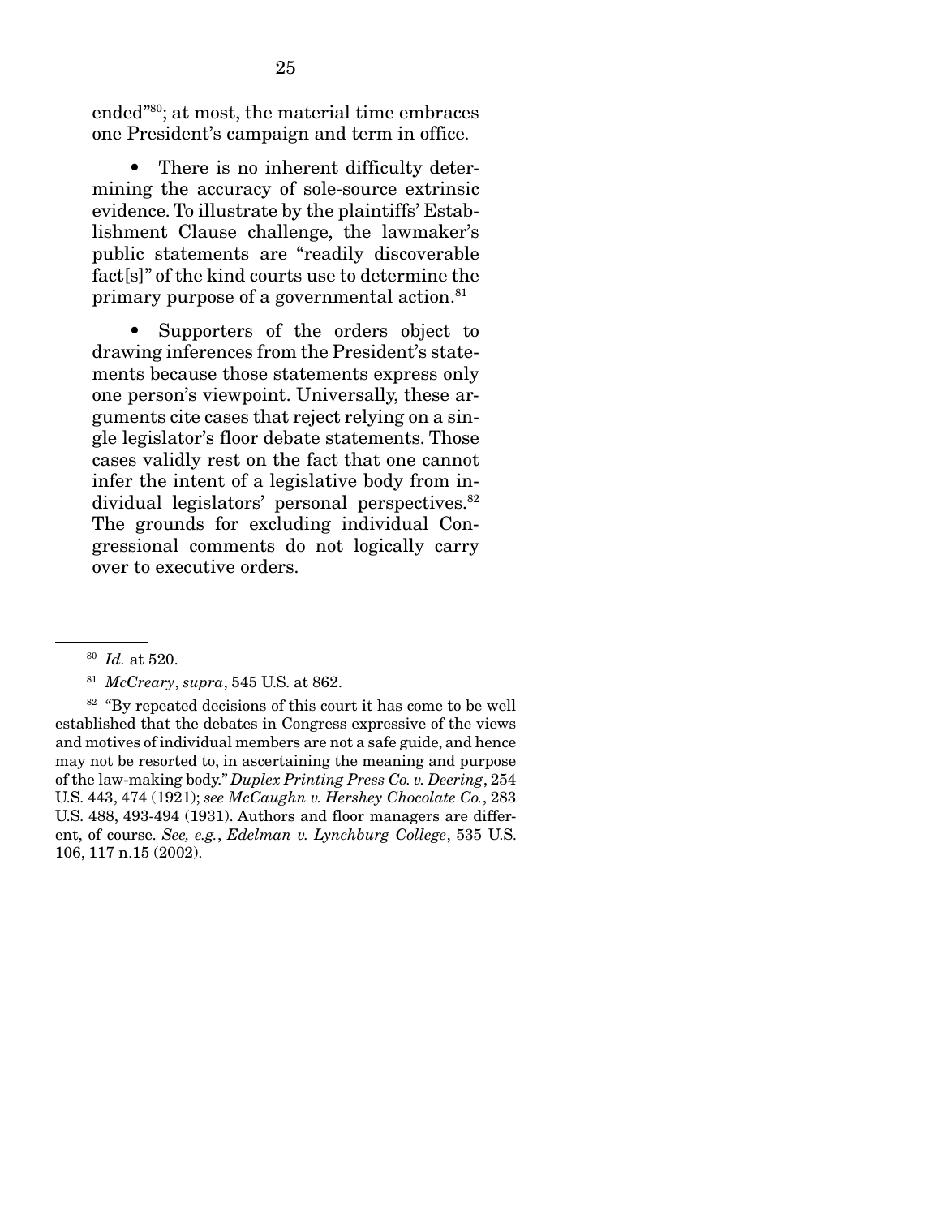ended"[80]; at most, the material time embraces one President's campaign and term in office.

- There is no inherent difficulty determining the accuracy of sole-source extrinsic evidence. To illustrate by the plaintiffs' Establishment Clause challenge, the lawmaker's public statements are "readily discoverable fact[s]" of the kind courts use to determine the primary purpose of a governmental action.[81]

- Supporters of the orders object to drawing inferences from the President's statements because those statements express only one person's viewpoint. Universally, these arguments cite cases that reject relying on a single legislator's floor debate statements. Those cases validly rest on the fact that one cannot infer the intent of a legislative body from individual legislators' personal perspectives.[82] The grounds for excluding individual Congressional comments do not logically carry over to executive orders.

---

[80] *Id.* at 520.

[81] *McCreary*, *supra*, 545 U.S. at 862.

[82] "By repeated decisions of this court it has come to be well established that the debates in Congress expressive of the views and motives of individual members are not a safe guide, and hence may not be resorted to, in ascertaining the meaning and purpose of the law-making body." *Duplex Printing Press Co. v. Deering*, 254 U.S. 443, 474 (1921); *see McCaughn v. Hershey Chocolate Co.*, 283 U.S. 488, 493-494 (1931). Authors and floor managers are different, of course. *See, e.g.*, *Edelman v. Lynchburg College*, 535 U.S. 106, 117 n.15 (2002).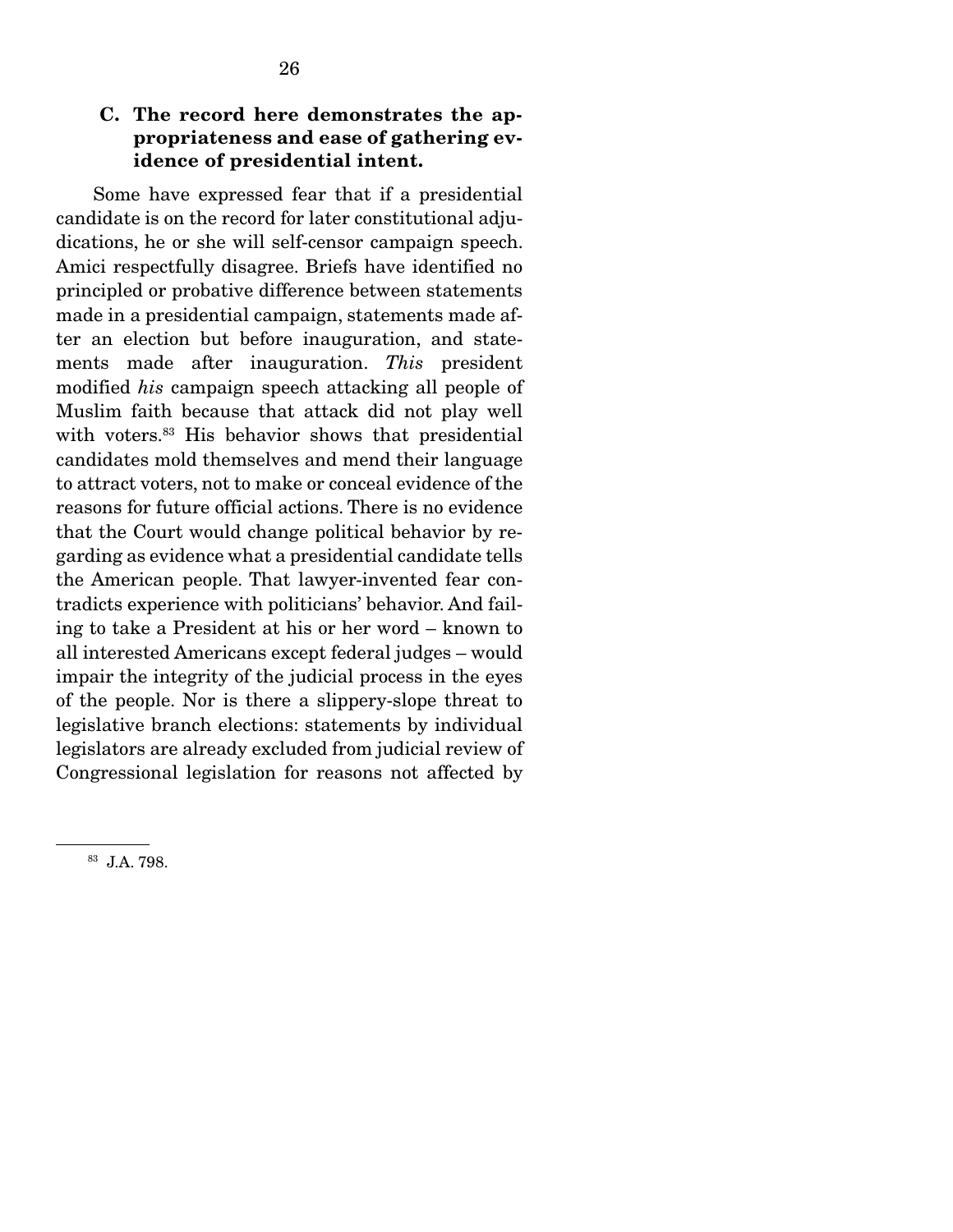### C. The record here demonstrates the appropriateness and ease of gathering evidence of presidential intent.

Some have expressed fear that if a presidential candidate is on the record for later constitutional adjudications, he or she will self-censor campaign speech. Amici respectfully disagree. Briefs have identified no principled or probative difference between statements made in a presidential campaign, statements made after an election but before inauguration, and statements made after inauguration. *This* president modified *his* campaign speech attacking all people of Muslim faith because that attack did not play well with voters.[83] His behavior shows that presidential candidates mold themselves and mend their language to attract voters, not to make or conceal evidence of the reasons for future official actions. There is no evidence that the Court would change political behavior by regarding as evidence what a presidential candidate tells the American people. That lawyer-invented fear contradicts experience with politicians' behavior. And failing to take a President at his or her word – known to all interested Americans except federal judges – would impair the integrity of the judicial process in the eyes of the people. Nor is there a slippery-slope threat to legislative branch elections: statements by individual legislators are already excluded from judicial review of Congressional legislation for reasons not affected by

---

[83] J.A. 798.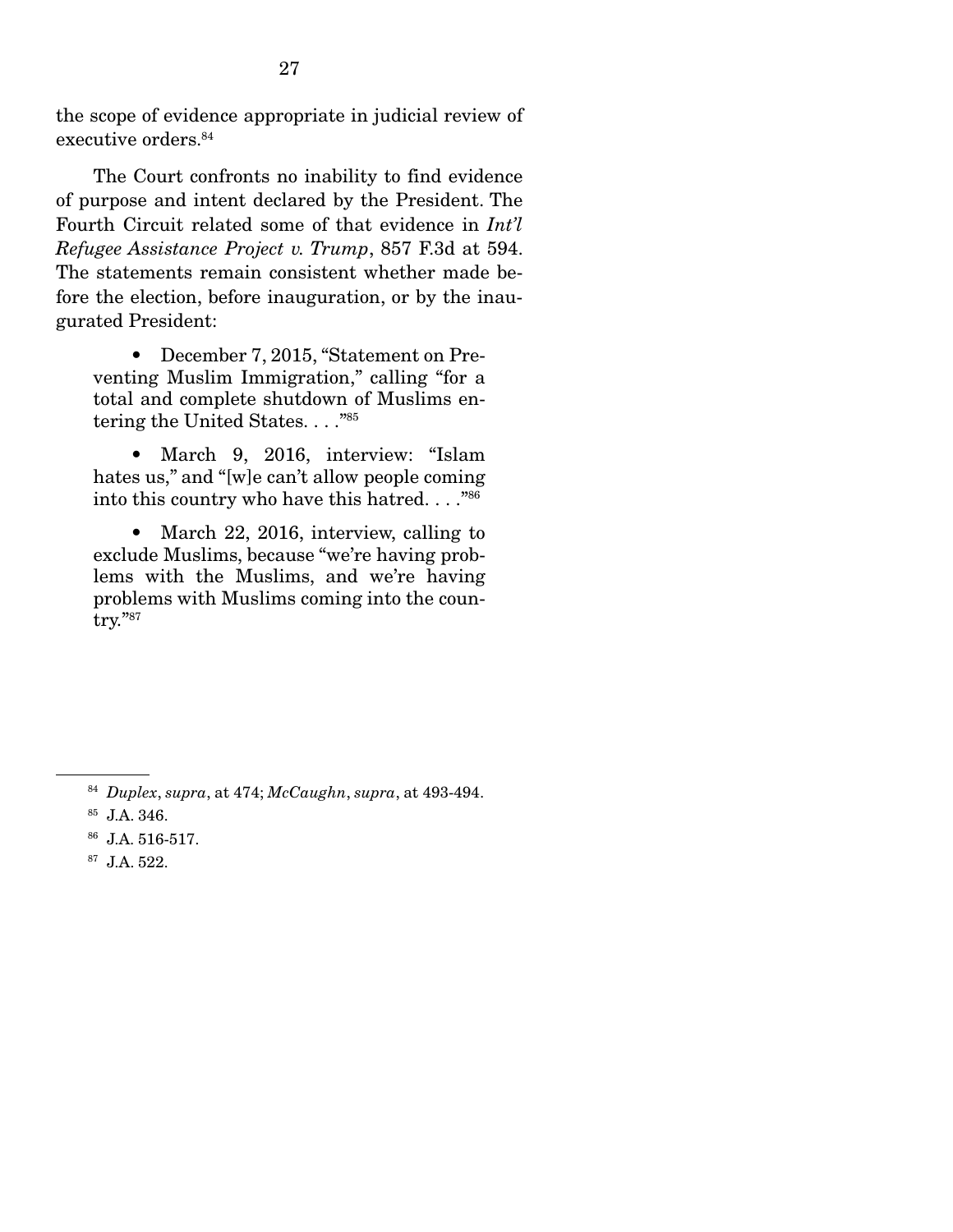the scope of evidence appropriate in judicial review of executive orders.[84]

The Court confronts no inability to find evidence of purpose and intent declared by the President. The Fourth Circuit related some of that evidence in *Int'l Refugee Assistance Project v. Trump*, 857 F.3d at 594. The statements remain consistent whether made before the election, before inauguration, or by the inaugurated President:

- December 7, 2015, "Statement on Preventing Muslim Immigration," calling "for a total and complete shutdown of Muslims entering the United States. . . ."[85]

- March 9, 2016, interview: "Islam hates us," and "[w]e can't allow people coming into this country who have this hatred. . . ."[86]

- March 22, 2016, interview, calling to exclude Muslims, because "we're having problems with the Muslims, and we're having problems with Muslims coming into the country."[87]

---

[84] *Duplex*, *supra*, at 474; *McCaughn*, *supra*, at 493-494.

[85] J.A. 346.

[86] J.A. 516-517.

[87] J.A. 522.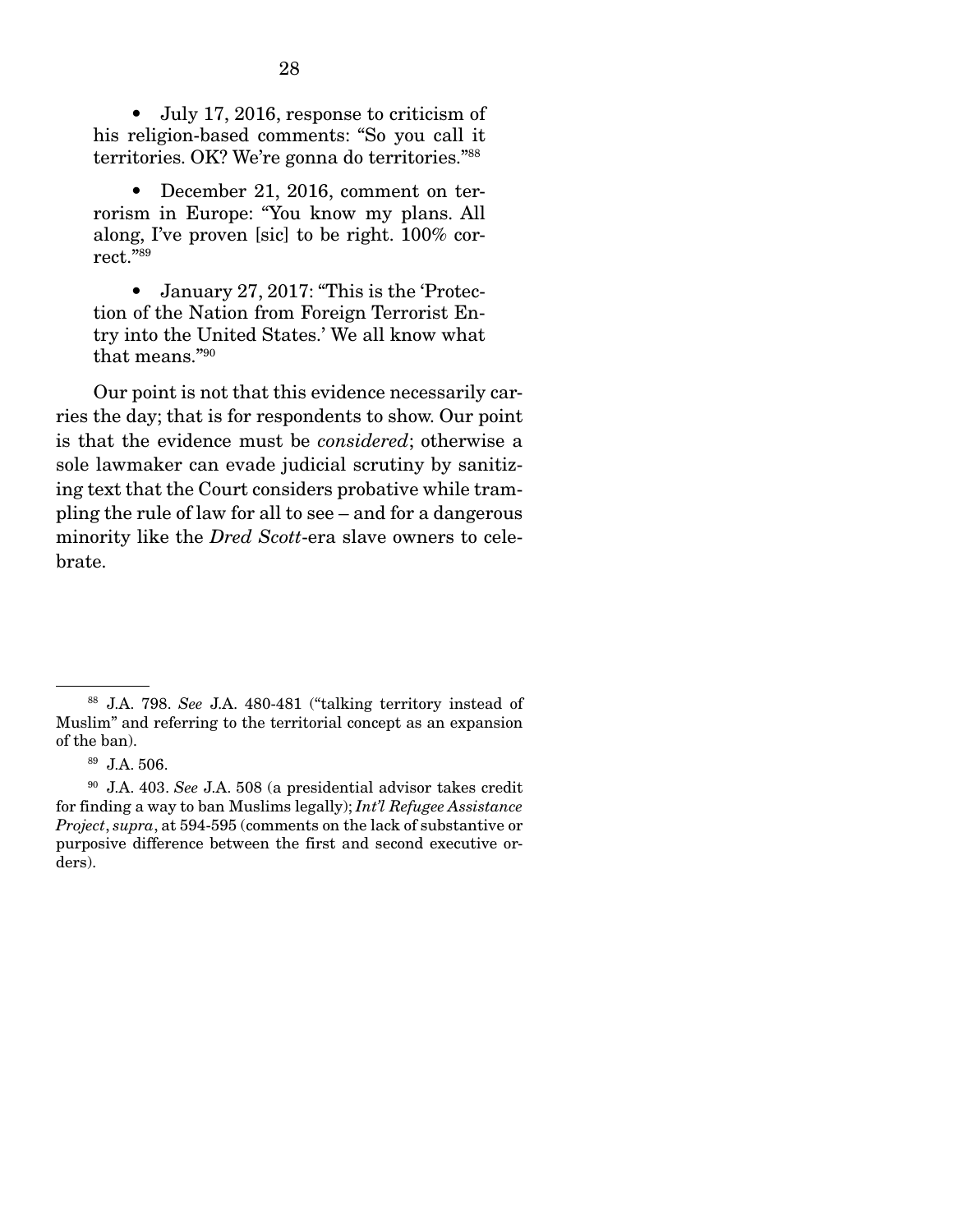- July 17, 2016, response to criticism of his religion-based comments: "So you call it territories. OK? We're gonna do territories."[88]

- December 21, 2016, comment on terrorism in Europe: "You know my plans. All along, I've proven [sic] to be right. 100% correct."[89]

- January 27, 2017: "This is the 'Protection of the Nation from Foreign Terrorist Entry into the United States.' We all know what that means."[90]

Our point is not that this evidence necessarily carries the day; that is for respondents to show. Our point is that the evidence must be *considered*; otherwise a sole lawmaker can evade judicial scrutiny by sanitizing text that the Court considers probative while trampling the rule of law for all to see – and for a dangerous minority like the *Dred Scott*-era slave owners to celebrate.

---

[88] J.A. 798. *See* J.A. 480-481 ("talking territory instead of Muslim" and referring to the territorial concept as an expansion of the ban).

[89] J.A. 506.

[90] J.A. 403. *See* J.A. 508 (a presidential advisor takes credit for finding a way to ban Muslims legally); *Int'l Refugee Assistance Project*, *supra*, at 594-595 (comments on the lack of substantive or purposive difference between the first and second executive orders).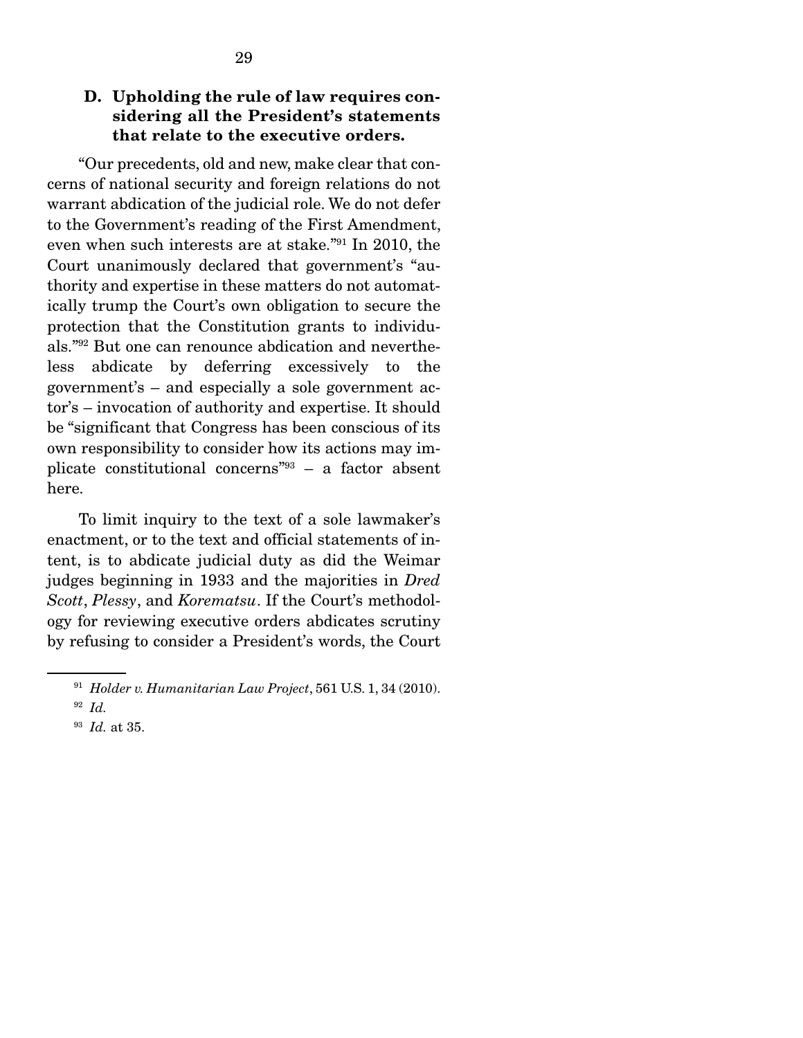### D. Upholding the rule of law requires considering all the President's statements that relate to the executive orders.

"Our precedents, old and new, make clear that concerns of national security and foreign relations do not warrant abdication of the judicial role. We do not defer to the Government's reading of the First Amendment, even when such interests are at stake."[91] In 2010, the Court unanimously declared that government's "authority and expertise in these matters do not automatically trump the Court's own obligation to secure the protection that the Constitution grants to individuals."[92] But one can renounce abdication and nevertheless abdicate by deferring excessively to the government's – and especially a sole government actor's – invocation of authority and expertise. It should be "significant that Congress has been conscious of its own responsibility to consider how its actions may implicate constitutional concerns"[93] – a factor absent here.

To limit inquiry to the text of a sole lawmaker's enactment, or to the text and official statements of intent, is to abdicate judicial duty as did the Weimar judges beginning in 1933 and the majorities in *Dred Scott*, *Plessy*, and *Korematsu*. If the Court's methodology for reviewing executive orders abdicates scrutiny by refusing to consider a President's words, the Court

---

[91] *Holder v. Humanitarian Law Project*, 561 U.S. 1, 34 (2010).

[92] *Id.*

[93] *Id.* at 35.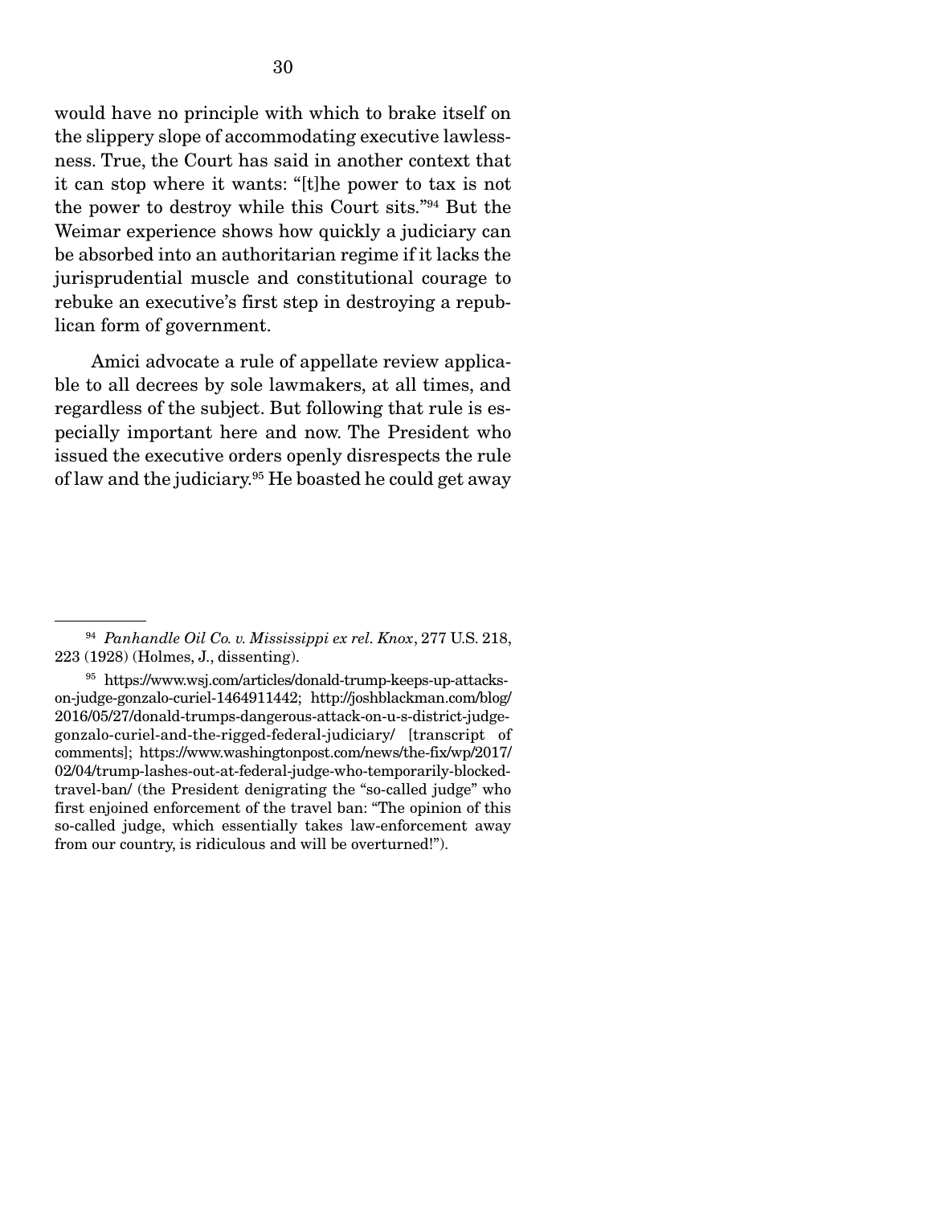would have no principle with which to brake itself on the slippery slope of accommodating executive lawlessness. True, the Court has said in another context that it can stop where it wants: "[t]he power to tax is not the power to destroy while this Court sits."[94] But the Weimar experience shows how quickly a judiciary can be absorbed into an authoritarian regime if it lacks the jurisprudential muscle and constitutional courage to rebuke an executive's first step in destroying a republican form of government.

Amici advocate a rule of appellate review applicable to all decrees by sole lawmakers, at all times, and regardless of the subject. But following that rule is especially important here and now. The President who issued the executive orders openly disrespects the rule of law and the judiciary.[95] He boasted he could get away

---

[94] *Panhandle Oil Co. v. Mississippi ex rel. Knox*, 277 U.S. 218, 223 (1928) (Holmes, J., dissenting).

[95] https://www.wsj.com/articles/donald-trump-keeps-up-attacks-on-judge-gonzalo-curiel-1464911442; http://joshblackman.com/blog/2016/05/27/donald-trumps-dangerous-attack-on-u-s-district-judge-gonzalo-curiel-and-the-rigged-federal-judiciary/ [transcript of comments]; https://www.washingtonpost.com/news/the-fix/wp/2017/02/04/trump-lashes-out-at-federal-judge-who-temporarily-blocked-travel-ban/ (the President denigrating the "so-called judge" who first enjoined enforcement of the travel ban: "The opinion of this so-called judge, which essentially takes law-enforcement away from our country, is ridiculous and will be overturned!").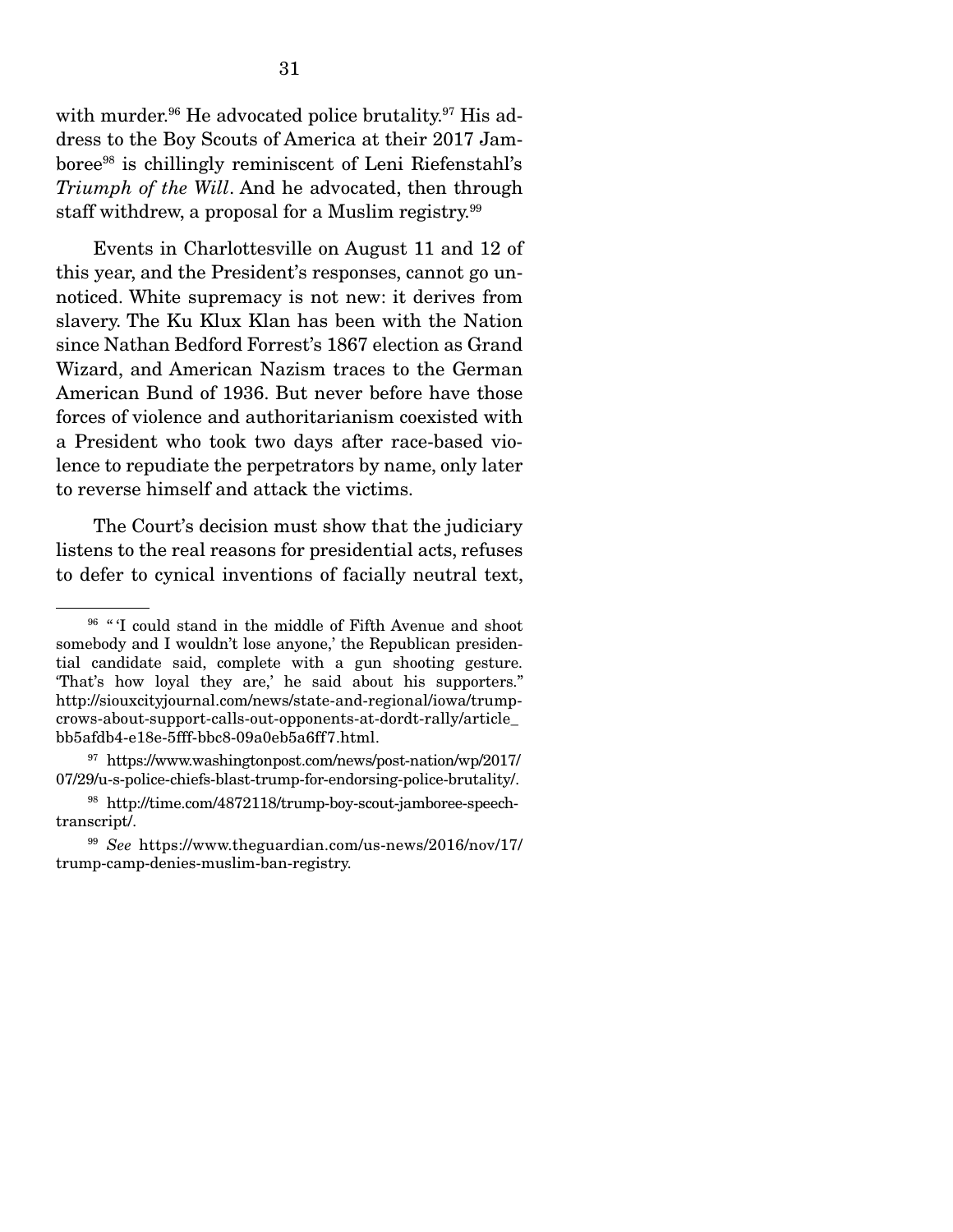with murder.[96] He advocated police brutality.[97] His address to the Boy Scouts of America at their 2017 Jamboree[98] is chillingly reminiscent of Leni Riefenstahl's *Triumph of the Will*. And he advocated, then through staff withdrew, a proposal for a Muslim registry.[99]

Events in Charlottesville on August 11 and 12 of this year, and the President's responses, cannot go unnoticed. White supremacy is not new: it derives from slavery. The Ku Klux Klan has been with the Nation since Nathan Bedford Forrest's 1867 election as Grand Wizard, and American Nazism traces to the German American Bund of 1936. But never before have those forces of violence and authoritarianism coexisted with a President who took two days after race-based violence to repudiate the perpetrators by name, only later to reverse himself and attack the victims.

The Court's decision must show that the judiciary listens to the real reasons for presidential acts, refuses to defer to cynical inventions of facially neutral text,

---

[96] " 'I could stand in the middle of Fifth Avenue and shoot somebody and I wouldn't lose anyone,' the Republican presidential candidate said, complete with a gun shooting gesture. 'That's how loyal they are,' he said about his supporters." http://siouxcityjournal.com/news/state-and-regional/iowa/trump-crows-about-support-calls-out-opponents-at-dordt-rally/article_bb5afdb4-e18e-5fff-bbc8-09a0eb5a6ff7.html.

[97] https://www.washingtonpost.com/news/post-nation/wp/2017/07/29/u-s-police-chiefs-blast-trump-for-endorsing-police-brutality/.

[98] http://time.com/4872118/trump-boy-scout-jamboree-speech-transcript/.

[99] *See* https://www.theguardian.com/us-news/2016/nov/17/trump-camp-denies-muslim-ban-registry.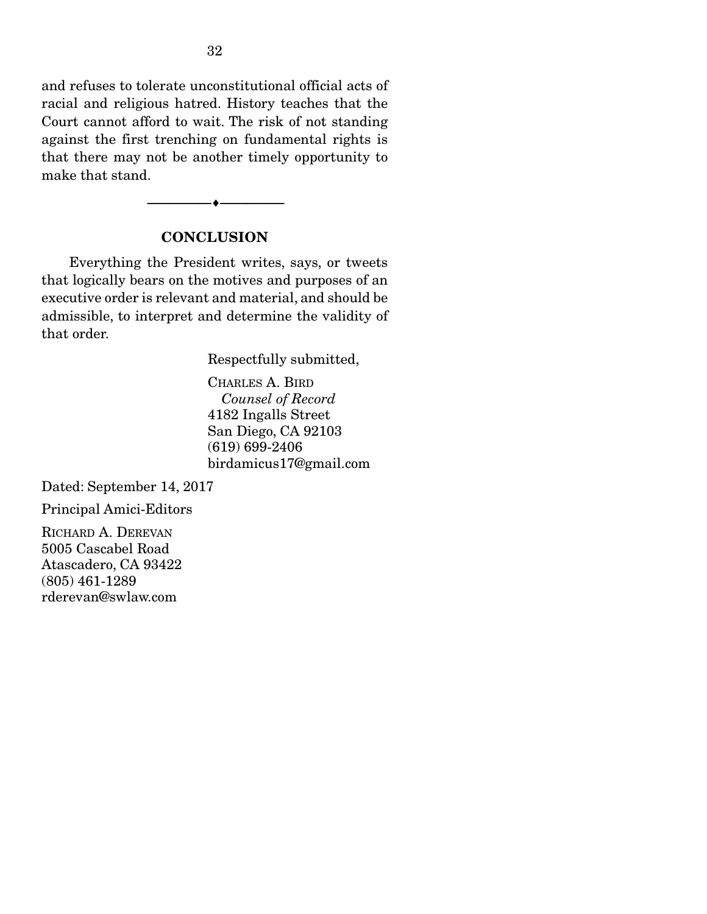and refuses to tolerate unconstitutional official acts of racial and religious hatred. History teaches that the Court cannot afford to wait. The risk of not standing against the first trenching on fundamental rights is that there may not be another timely opportunity to make that stand.

---

## CONCLUSION

Everything the President writes, says, or tweets that logically bears on the motives and purposes of an executive order is relevant and material, and should be admissible, to interpret and determine the validity of that order.

Respectfully submitted,

CHARLES A. BIRD  
*Counsel of Record*  
4182 Ingalls Street  
San Diego, CA 92103  
(619) 699-2406  
birdamicus17@gmail.com

Dated: September 14, 2017

Principal Amici-Editors

RICHARD A. DEREVAN  
5005 Cascabel Road  
Atascadero, CA 93422  
(805) 461-1289  
rderevan@swlaw.com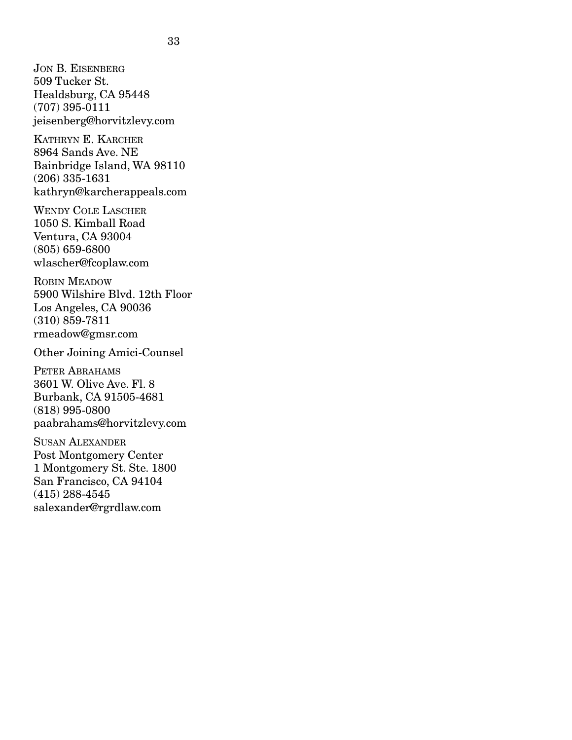JON B. EISENBERG
509 Tucker St.
Healdsburg, CA 95448
(707) 395-0111
jeisenberg@horvitzlevy.com

KATHRYN E. KARCHER
8964 Sands Ave. NE
Bainbridge Island, WA 98110
(206) 335-1631
kathryn@karcherappeals.com

WENDY COLE LASCHER
1050 S. Kimball Road
Ventura, CA 93004
(805) 659-6800
wlascher@fcoplaw.com

ROBIN MEADOW
5900 Wilshire Blvd. 12th Floor
Los Angeles, CA 90036
(310) 859-7811
rmeadow@gmsr.com

Other Joining Amici-Counsel

PETER ABRAHAMS
3601 W. Olive Ave. Fl. 8
Burbank, CA 91505-4681
(818) 995-0800
paabrahams@horvitzlevy.com

SUSAN ALEXANDER
Post Montgomery Center
1 Montgomery St. Ste. 1800
San Francisco, CA 94104
(415) 288-4545
salexander@rgrdlaw.com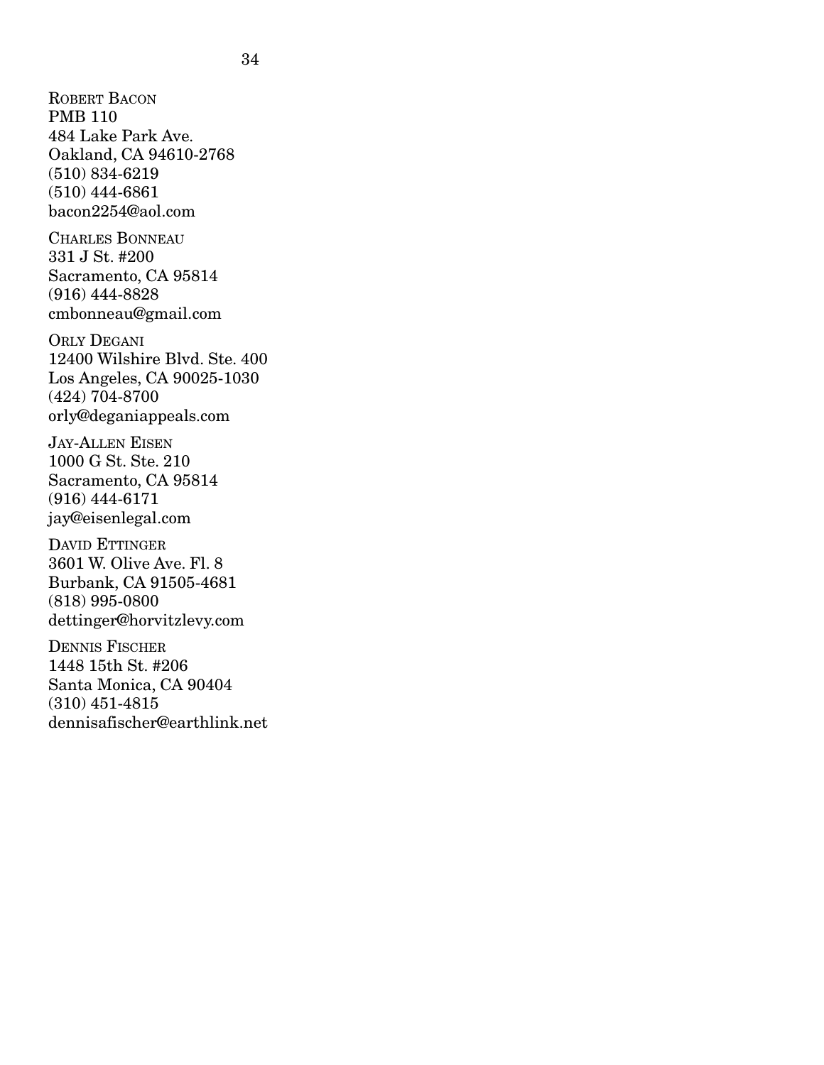Robert Bacon
PMB 110
484 Lake Park Ave.
Oakland, CA 94610-2768
(510) 834-6219
(510) 444-6861
bacon2254@aol.com

Charles Bonneau
331 J St. #200
Sacramento, CA 95814
(916) 444-8828
cmbonneau@gmail.com

Orly Degani
12400 Wilshire Blvd. Ste. 400
Los Angeles, CA 90025-1030
(424) 704-8700
orly@deganiappeals.com

Jay-Allen Eisen
1000 G St. Ste. 210
Sacramento, CA 95814
(916) 444-6171
jay@eisenlegal.com

David Ettinger
3601 W. Olive Ave. Fl. 8
Burbank, CA 91505-4681
(818) 995-0800
dettinger@horvitzlevy.com

Dennis Fischer
1448 15th St. #206
Santa Monica, CA 90404
(310) 451-4815
dennisafischer@earthlink.net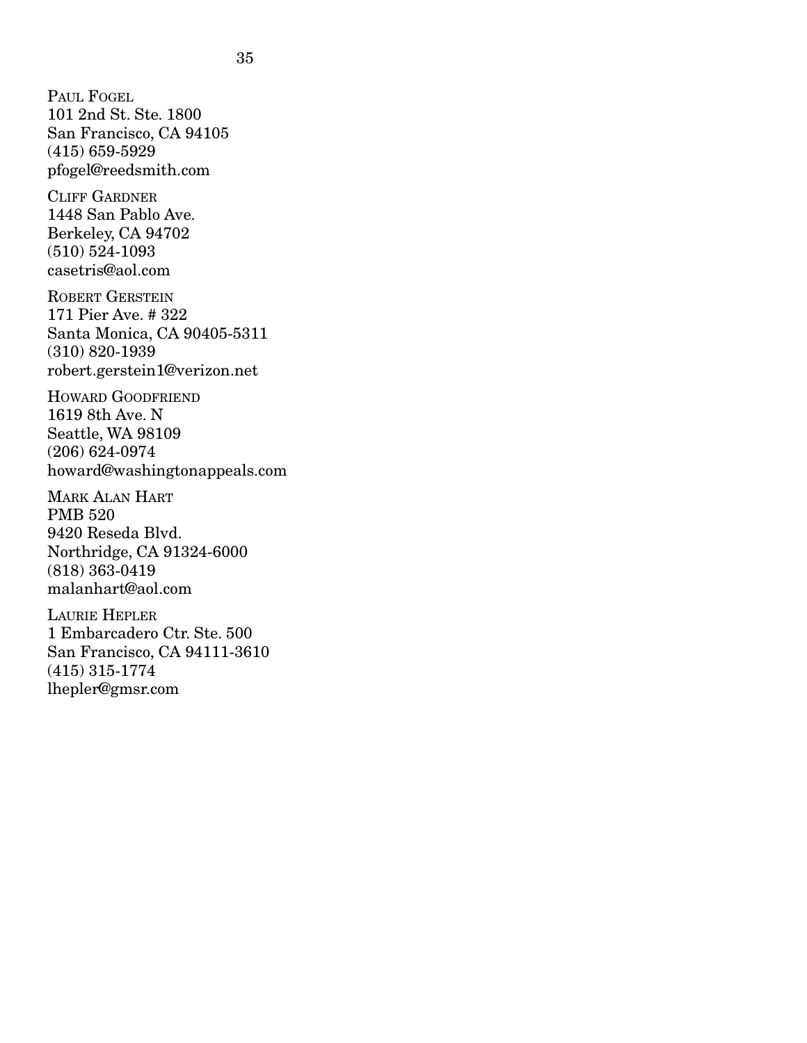PAUL FOGEL
101 2nd St. Ste. 1800
San Francisco, CA 94105
(415) 659-5929
pfogel@reedsmith.com

CLIFF GARDNER
1448 San Pablo Ave.
Berkeley, CA 94702
(510) 524-1093
casetris@aol.com

ROBERT GERSTEIN
171 Pier Ave. # 322
Santa Monica, CA 90405-5311
(310) 820-1939
robert.gerstein1@verizon.net

HOWARD GOODFRIEND
1619 8th Ave. N
Seattle, WA 98109
(206) 624-0974
howard@washingtonappeals.com

MARK ALAN HART
PMB 520
9420 Reseda Blvd.
Northridge, CA 91324-6000
(818) 363-0419
malanhart@aol.com

LAURIE HEPLER
1 Embarcadero Ctr. Ste. 500
San Francisco, CA 94111-3610
(415) 315-1774
lhepler@gmsr.com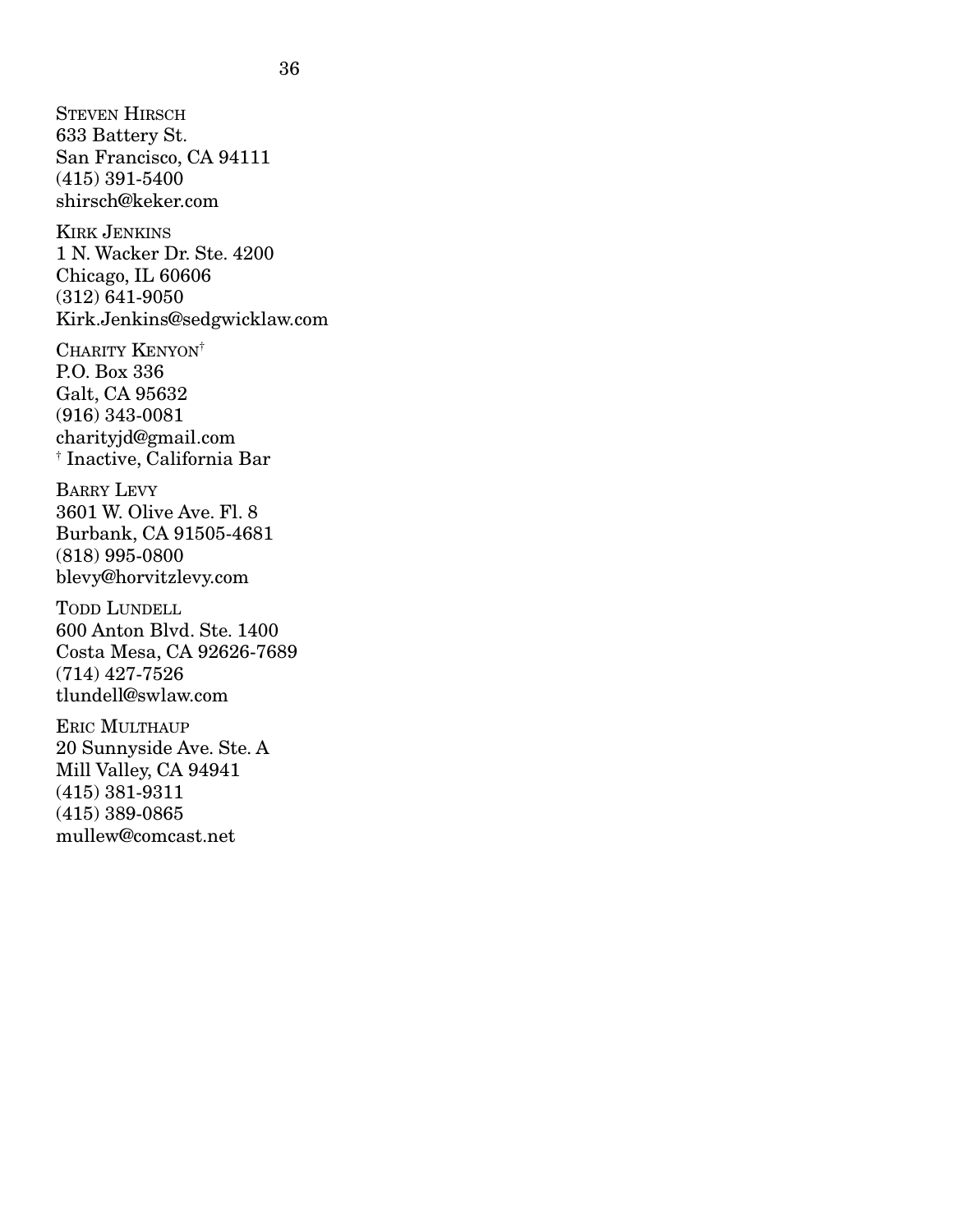STEVEN HIRSCH
633 Battery St.
San Francisco, CA 94111
(415) 391-5400
shirsch@keker.com

KIRK JENKINS
1 N. Wacker Dr. Ste. 4200
Chicago, IL 60606
(312) 641-9050
Kirk.Jenkins@sedgwicklaw.com

CHARITY KENYON†
P.O. Box 336
Galt, CA 95632
(916) 343-0081
charityjd@gmail.com
† Inactive, California Bar

BARRY LEVY
3601 W. Olive Ave. Fl. 8
Burbank, CA 91505-4681
(818) 995-0800
blevy@horvitzlevy.com

TODD LUNDELL
600 Anton Blvd. Ste. 1400
Costa Mesa, CA 92626-7689
(714) 427-7526
tlundell@swlaw.com

ERIC MULTHAUP
20 Sunnyside Ave. Ste. A
Mill Valley, CA 94941
(415) 381-9311
(415) 389-0865
mullew@comcast.net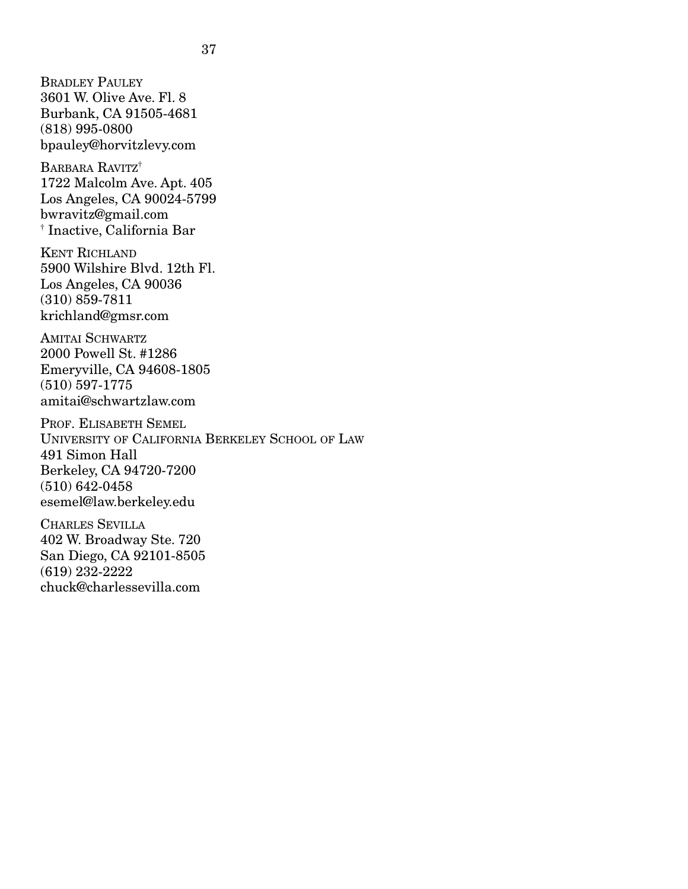BRADLEY PAULEY
3601 W. Olive Ave. Fl. 8
Burbank, CA 91505-4681
(818) 995-0800
bpauley@horvitzlevy.com

BARBARA RAVITZ†
1722 Malcolm Ave. Apt. 405
Los Angeles, CA 90024-5799
bwravitz@gmail.com
† Inactive, California Bar

KENT RICHLAND
5900 Wilshire Blvd. 12th Fl.
Los Angeles, CA 90036
(310) 859-7811
krichland@gmsr.com

AMITAI SCHWARTZ
2000 Powell St. #1286
Emeryville, CA 94608-1805
(510) 597-1775
amitai@schwartzlaw.com

PROF. ELISABETH SEMEL
UNIVERSITY OF CALIFORNIA BERKELEY SCHOOL OF LAW
491 Simon Hall
Berkeley, CA 94720-7200
(510) 642-0458
esemel@law.berkeley.edu

CHARLES SEVILLA
402 W. Broadway Ste. 720
San Diego, CA 92101-8505
(619) 232-2222
chuck@charlessevilla.com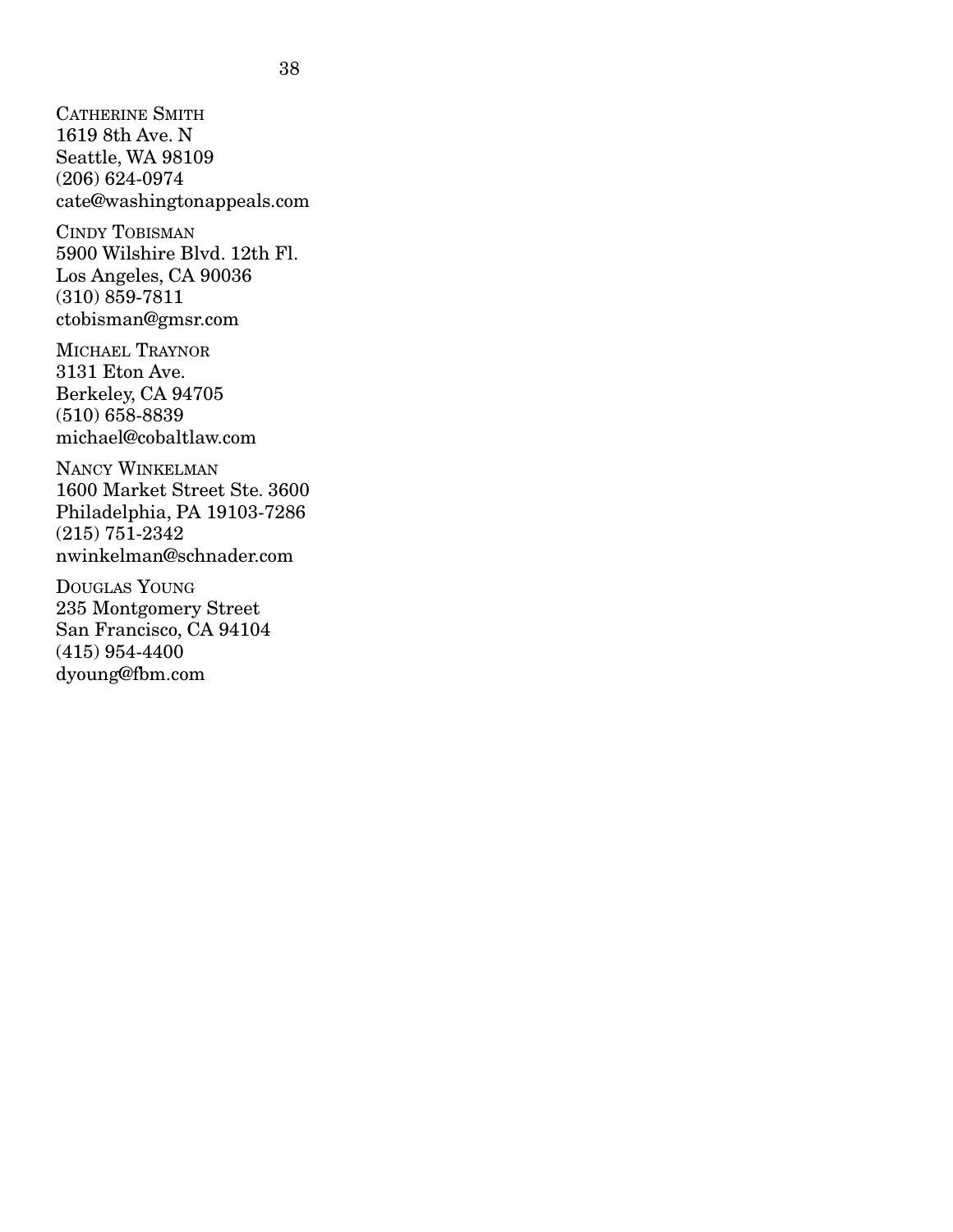CATHERINE SMITH
1619 8th Ave. N
Seattle, WA 98109
(206) 624-0974
cate@washingtonappeals.com

CINDY TOBISMAN
5900 Wilshire Blvd. 12th Fl.
Los Angeles, CA 90036
(310) 859-7811
ctobisman@gmsr.com

MICHAEL TRAYNOR
3131 Eton Ave.
Berkeley, CA 94705
(510) 658-8839
michael@cobaltlaw.com

NANCY WINKELMAN
1600 Market Street Ste. 3600
Philadelphia, PA 19103-7286
(215) 751-2342
nwinkelman@schnader.com

DOUGLAS YOUNG
235 Montgomery Street
San Francisco, CA 94104
(415) 954-4400
dyoung@fbm.com